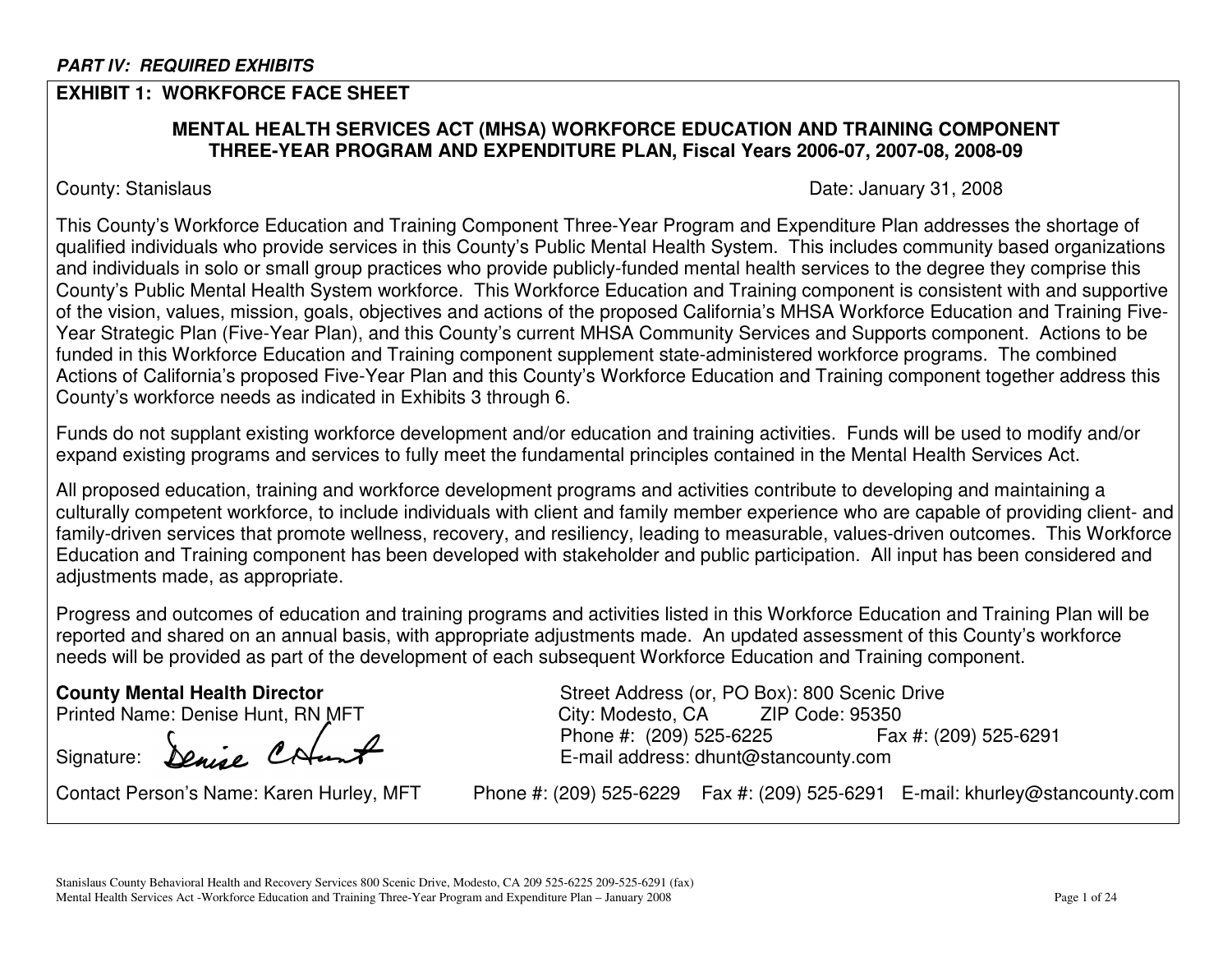***PART IV: REQUIRED EXHIBITS***

## EXHIBIT 1: WORKFORCE FACE SHEET

### MENTAL HEALTH SERVICES ACT (MHSA) WORKFORCE EDUCATION AND TRAINING COMPONENT THREE-YEAR PROGRAM AND EXPENDITURE PLAN, Fiscal Years 2006-07, 2007-08, 2008-09

County: Stanislaus

Date: January 31, 2008

This County's Workforce Education and Training Component Three-Year Program and Expenditure Plan addresses the shortage of qualified individuals who provide services in this County's Public Mental Health System. This includes community based organizations and individuals in solo or small group practices who provide publicly-funded mental health services to the degree they comprise this County's Public Mental Health System workforce. This Workforce Education and Training component is consistent with and supportive of the vision, values, mission, goals, objectives and actions of the proposed California's MHSA Workforce Education and Training Five-Year Strategic Plan (Five-Year Plan), and this County's current MHSA Community Services and Supports component. Actions to be funded in this Workforce Education and Training component supplement state-administered workforce programs. The combined Actions of California's proposed Five-Year Plan and this County's Workforce Education and Training component together address this County's workforce needs as indicated in Exhibits 3 through 6.

Funds do not supplant existing workforce development and/or education and training activities. Funds will be used to modify and/or expand existing programs and services to fully meet the fundamental principles contained in the Mental Health Services Act.

All proposed education, training and workforce development programs and activities contribute to developing and maintaining a culturally competent workforce, to include individuals with client and family member experience who are capable of providing client- and family-driven services that promote wellness, recovery, and resiliency, leading to measurable, values-driven outcomes. This Workforce Education and Training component has been developed with stakeholder and public participation. All input has been considered and adjustments made, as appropriate.

Progress and outcomes of education and training programs and activities listed in this Workforce Education and Training Plan will be reported and shared on an annual basis, with appropriate adjustments made. An updated assessment of this County's workforce needs will be provided as part of the development of each subsequent Workforce Education and Training component.

**County Mental Health Director**
Printed Name: Denise Hunt, RN MFT
Signature: Denise C Hunt

Street Address (or, PO Box): 800 Scenic Drive
City: Modesto, CA ZIP Code: 95350
Phone #: (209) 525-6225 Fax #: (209) 525-6291
E-mail address: dhunt@stancounty.com

Contact Person's Name: Karen Hurley, MFT Phone #: (209) 525-6229 Fax #: (209) 525-6291 E-mail: khurley@stancounty.com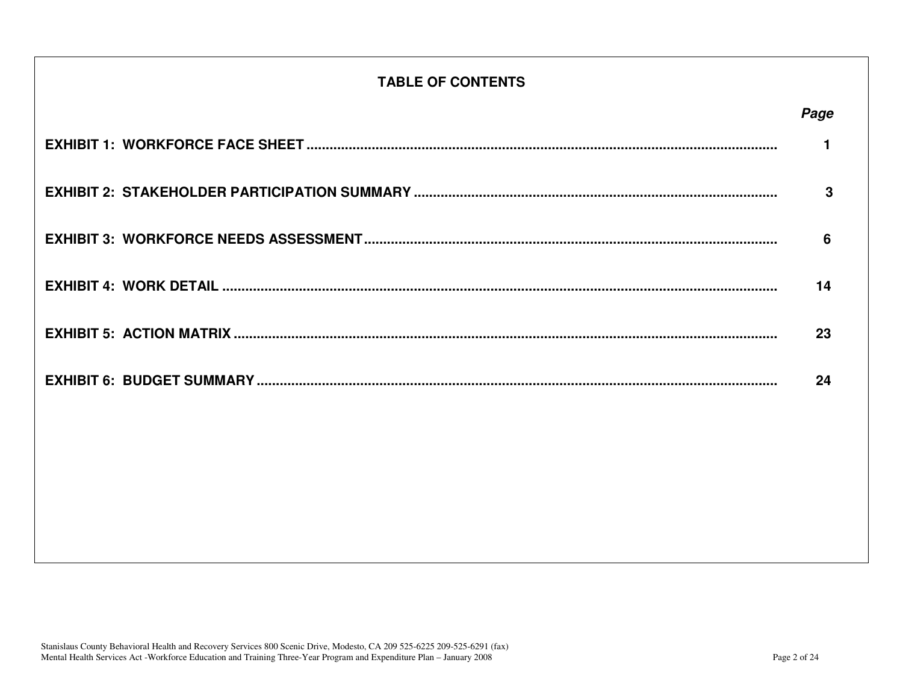## TABLE OF CONTENTS

| | *Page* |
|---|---|
| **EXHIBIT 1: WORKFORCE FACE SHEET** | **1** |
| **EXHIBIT 2: STAKEHOLDER PARTICIPATION SUMMARY** | **3** |
| **EXHIBIT 3: WORKFORCE NEEDS ASSESSMENT** | **6** |
| **EXHIBIT 4: WORK DETAIL** | **14** |
| **EXHIBIT 5: ACTION MATRIX** | **23** |
| **EXHIBIT 6: BUDGET SUMMARY** | **24** |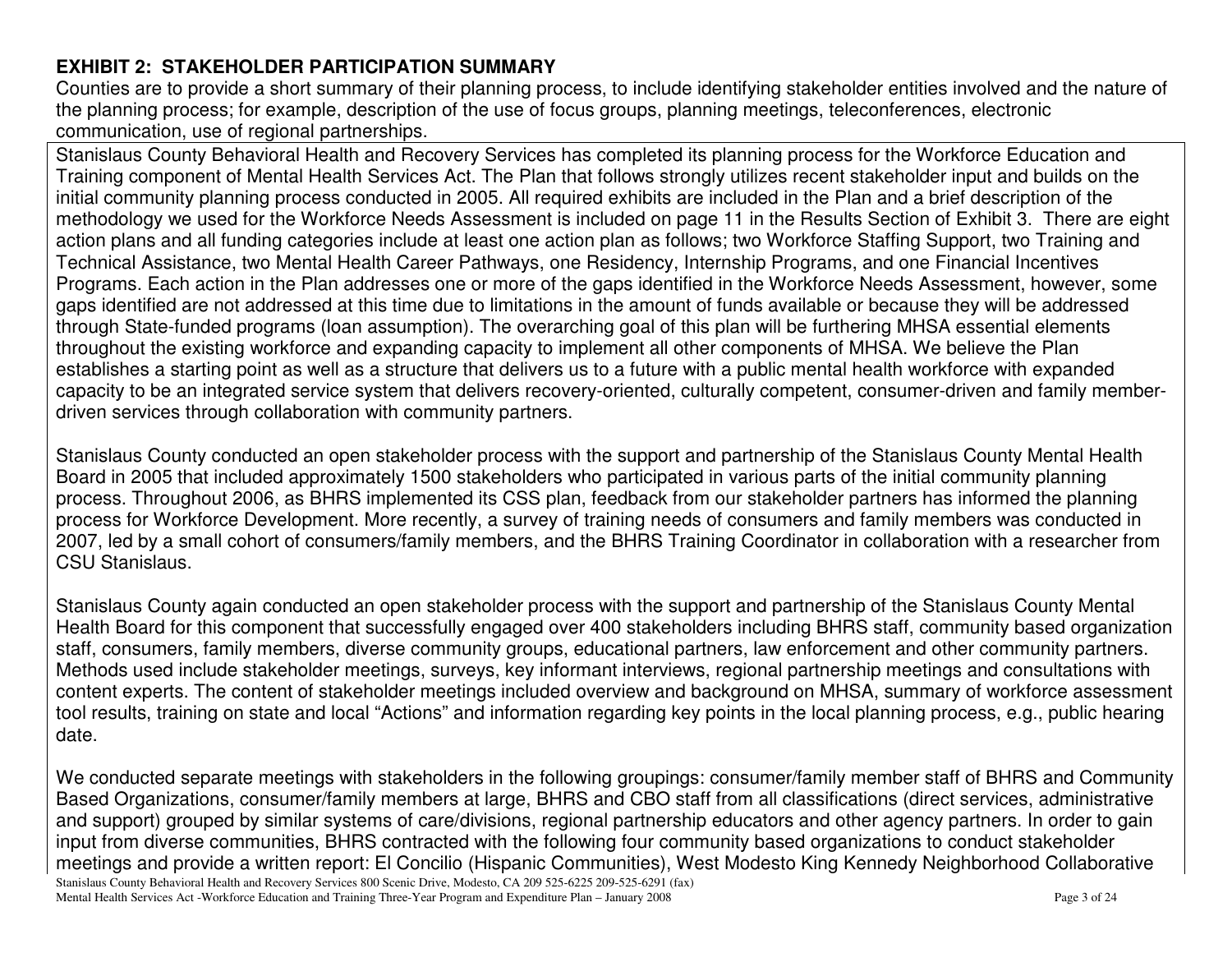## EXHIBIT 2: STAKEHOLDER PARTICIPATION SUMMARY

Counties are to provide a short summary of their planning process, to include identifying stakeholder entities involved and the nature of the planning process; for example, description of the use of focus groups, planning meetings, teleconferences, electronic communication, use of regional partnerships.

Stanislaus County Behavioral Health and Recovery Services has completed its planning process for the Workforce Education and Training component of Mental Health Services Act. The Plan that follows strongly utilizes recent stakeholder input and builds on the initial community planning process conducted in 2005. All required exhibits are included in the Plan and a brief description of the methodology we used for the Workforce Needs Assessment is included on page 11 in the Results Section of Exhibit 3. There are eight action plans and all funding categories include at least one action plan as follows; two Workforce Staffing Support, two Training and Technical Assistance, two Mental Health Career Pathways, one Residency, Internship Programs, and one Financial Incentives Programs. Each action in the Plan addresses one or more of the gaps identified in the Workforce Needs Assessment, however, some gaps identified are not addressed at this time due to limitations in the amount of funds available or because they will be addressed through State-funded programs (loan assumption). The overarching goal of this plan will be furthering MHSA essential elements throughout the existing workforce and expanding capacity to implement all other components of MHSA. We believe the Plan establishes a starting point as well as a structure that delivers us to a future with a public mental health workforce with expanded capacity to be an integrated service system that delivers recovery-oriented, culturally competent, consumer-driven and family member-driven services through collaboration with community partners.

Stanislaus County conducted an open stakeholder process with the support and partnership of the Stanislaus County Mental Health Board in 2005 that included approximately 1500 stakeholders who participated in various parts of the initial community planning process. Throughout 2006, as BHRS implemented its CSS plan, feedback from our stakeholder partners has informed the planning process for Workforce Development. More recently, a survey of training needs of consumers and family members was conducted in 2007, led by a small cohort of consumers/family members, and the BHRS Training Coordinator in collaboration with a researcher from CSU Stanislaus.

Stanislaus County again conducted an open stakeholder process with the support and partnership of the Stanislaus County Mental Health Board for this component that successfully engaged over 400 stakeholders including BHRS staff, community based organization staff, consumers, family members, diverse community groups, educational partners, law enforcement and other community partners. Methods used include stakeholder meetings, surveys, key informant interviews, regional partnership meetings and consultations with content experts. The content of stakeholder meetings included overview and background on MHSA, summary of workforce assessment tool results, training on state and local "Actions" and information regarding key points in the local planning process, e.g., public hearing date.

We conducted separate meetings with stakeholders in the following groupings: consumer/family member staff of BHRS and Community Based Organizations, consumer/family members at large, BHRS and CBO staff from all classifications (direct services, administrative and support) grouped by similar systems of care/divisions, regional partnership educators and other agency partners. In order to gain input from diverse communities, BHRS contracted with the following four community based organizations to conduct stakeholder meetings and provide a written report: El Concilio (Hispanic Communities), West Modesto King Kennedy Neighborhood Collaborative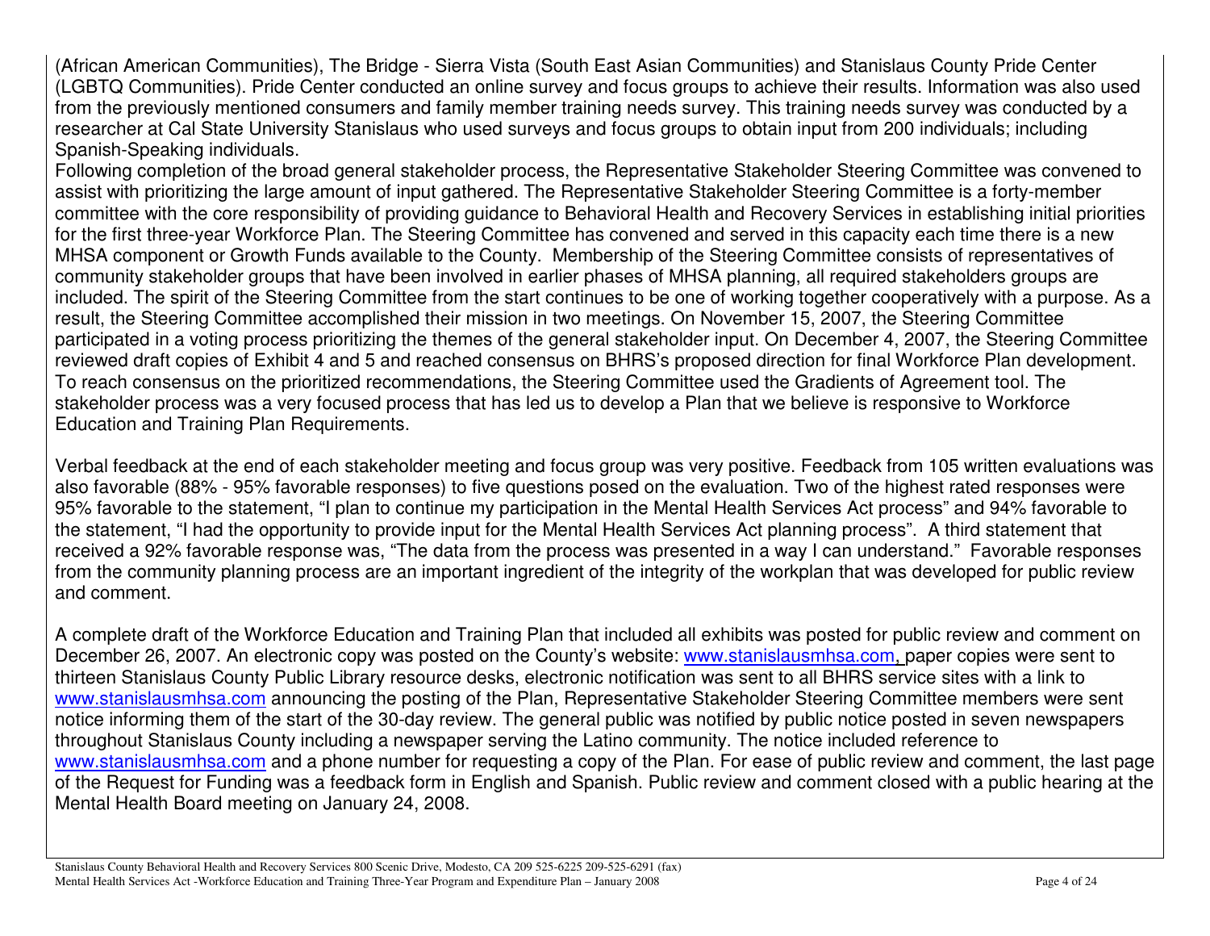(African American Communities), The Bridge - Sierra Vista (South East Asian Communities) and Stanislaus County Pride Center (LGBTQ Communities). Pride Center conducted an online survey and focus groups to achieve their results. Information was also used from the previously mentioned consumers and family member training needs survey. This training needs survey was conducted by a researcher at Cal State University Stanislaus who used surveys and focus groups to obtain input from 200 individuals; including Spanish-Speaking individuals.

Following completion of the broad general stakeholder process, the Representative Stakeholder Steering Committee was convened to assist with prioritizing the large amount of input gathered. The Representative Stakeholder Steering Committee is a forty-member committee with the core responsibility of providing guidance to Behavioral Health and Recovery Services in establishing initial priorities for the first three-year Workforce Plan. The Steering Committee has convened and served in this capacity each time there is a new MHSA component or Growth Funds available to the County. Membership of the Steering Committee consists of representatives of community stakeholder groups that have been involved in earlier phases of MHSA planning, all required stakeholders groups are included. The spirit of the Steering Committee from the start continues to be one of working together cooperatively with a purpose. As a result, the Steering Committee accomplished their mission in two meetings. On November 15, 2007, the Steering Committee participated in a voting process prioritizing the themes of the general stakeholder input. On December 4, 2007, the Steering Committee reviewed draft copies of Exhibit 4 and 5 and reached consensus on BHRS's proposed direction for final Workforce Plan development. To reach consensus on the prioritized recommendations, the Steering Committee used the Gradients of Agreement tool. The stakeholder process was a very focused process that has led us to develop a Plan that we believe is responsive to Workforce Education and Training Plan Requirements.

Verbal feedback at the end of each stakeholder meeting and focus group was very positive. Feedback from 105 written evaluations was also favorable (88% - 95% favorable responses) to five questions posed on the evaluation. Two of the highest rated responses were 95% favorable to the statement, "I plan to continue my participation in the Mental Health Services Act process" and 94% favorable to the statement, "I had the opportunity to provide input for the Mental Health Services Act planning process". A third statement that received a 92% favorable response was, "The data from the process was presented in a way I can understand." Favorable responses from the community planning process are an important ingredient of the integrity of the workplan that was developed for public review and comment.

A complete draft of the Workforce Education and Training Plan that included all exhibits was posted for public review and comment on December 26, 2007. An electronic copy was posted on the County's website: www.stanislausmhsa.com, paper copies were sent to thirteen Stanislaus County Public Library resource desks, electronic notification was sent to all BHRS service sites with a link to www.stanislausmhsa.com announcing the posting of the Plan, Representative Stakeholder Steering Committee members were sent notice informing them of the start of the 30-day review. The general public was notified by public notice posted in seven newspapers throughout Stanislaus County including a newspaper serving the Latino community. The notice included reference to www.stanislausmhsa.com and a phone number for requesting a copy of the Plan. For ease of public review and comment, the last page of the Request for Funding was a feedback form in English and Spanish. Public review and comment closed with a public hearing at the Mental Health Board meeting on January 24, 2008.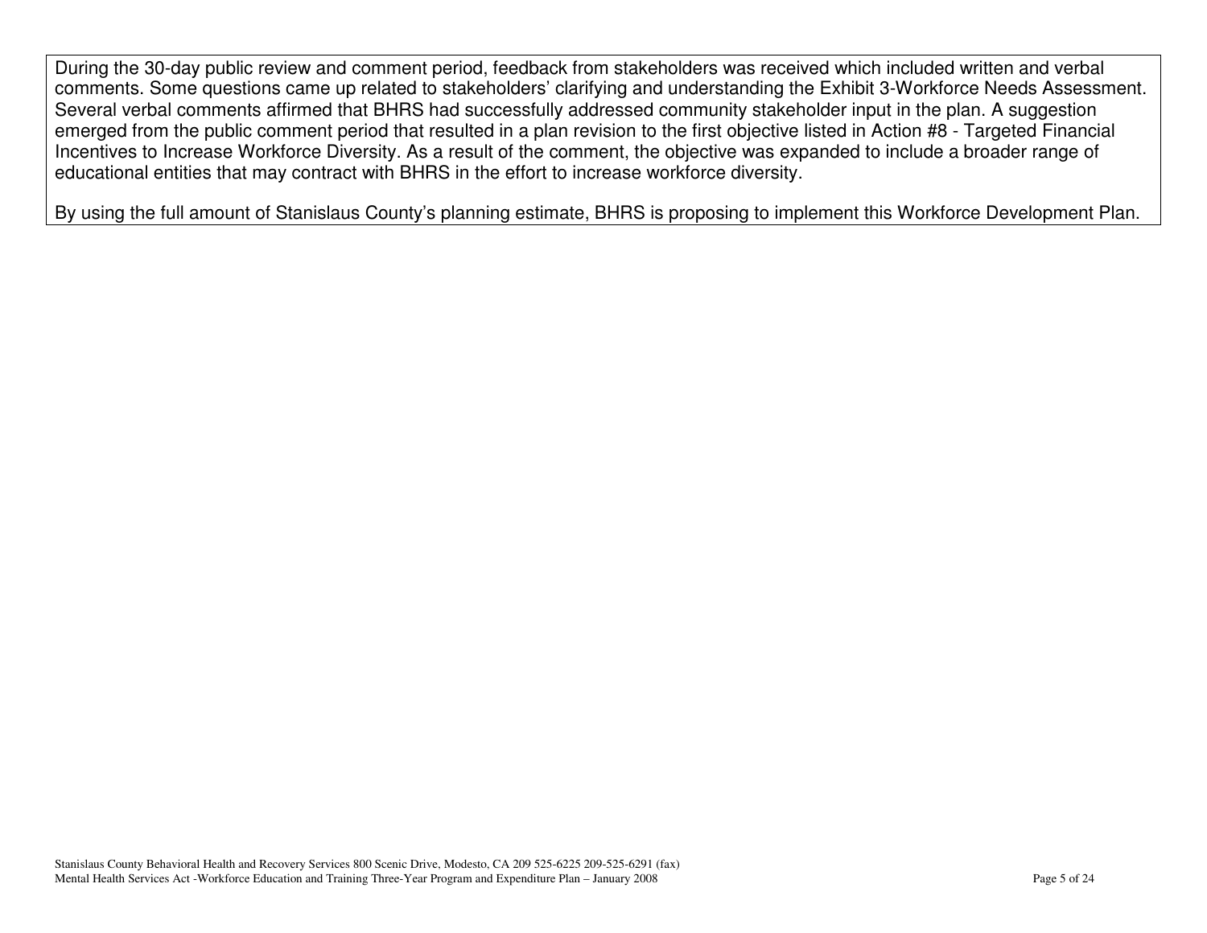During the 30-day public review and comment period, feedback from stakeholders was received which included written and verbal comments. Some questions came up related to stakeholders' clarifying and understanding the Exhibit 3-Workforce Needs Assessment. Several verbal comments affirmed that BHRS had successfully addressed community stakeholder input in the plan. A suggestion emerged from the public comment period that resulted in a plan revision to the first objective listed in Action #8 - Targeted Financial Incentives to Increase Workforce Diversity. As a result of the comment, the objective was expanded to include a broader range of educational entities that may contract with BHRS in the effort to increase workforce diversity.

By using the full amount of Stanislaus County's planning estimate, BHRS is proposing to implement this Workforce Development Plan.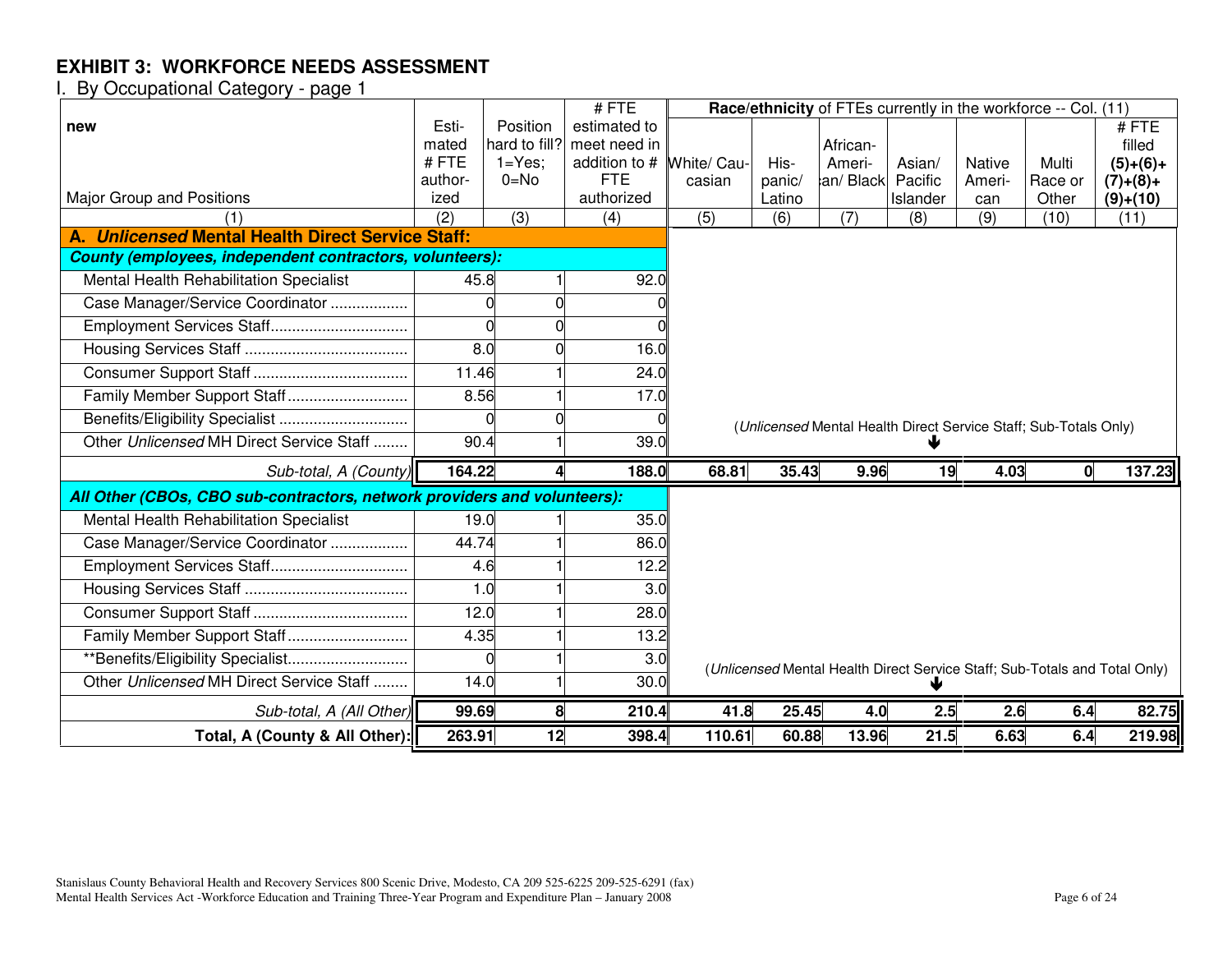# EXHIBIT 3: WORKFORCE NEEDS ASSESSMENT

I. By Occupational Category - page 1

| new<br><br>Major Group and Positions | Estimated # FTE authorized | Position hard to fill? 1=Yes; 0=No | # FTE estimated to meet need in addition to # FTE authorized | **Race/ethnicity** of FTEs currently in the workforce -- Col. (11)<br>White/ Caucasian | Hispanic/ Latino | African-American/ Black | Asian/ Pacific Islander | Native American | Multi Race or Other | # FTE filled **(5)+(6)+(7)+(8)+(9)+(10)** |
|---|---|---|---|---|---|---|---|---|---|---|
| (1) | (2) | (3) | (4) | (5) | (6) | (7) | (8) | (9) | (10) | (11) |
| **A. *Unlicensed* Mental Health Direct Service Staff:** | | | | | | | | | | |
| ***County (employees, independent contractors, volunteers):*** | | | | | | | | | | |
| Mental Health Rehabilitation Specialist | 45.8 | 1 | 92.0 | | | | | | | |
| Case Manager/Service Coordinator .................. | 0 | 0 | 0 | | | | | | | |
| Employment Services Staff................................ | 0 | 0 | 0 | | | | | | | |
| Housing Services Staff ...................................... | 8.0 | 0 | 16.0 | | | | | | | |
| Consumer Support Staff .................................... | 11.46 | 1 | 24.0 | | | | | | | |
| Family Member Support Staff............................ | 8.56 | 1 | 17.0 | | | | | | | |
| Benefits/Eligibility Specialist .............................. | 0 | 0 | 0 | (*Unlicensed* Mental Health Direct Service Staff; Sub-Totals Only) | | | | | | |
| Other *Unlicensed* MH Direct Service Staff ........ | 90.4 | 1 | 39.0 | | | | ↓ | | | |
| *Sub-total, A (County)* | **164.22** | **4** | **188.0** | **68.81** | **35.43** | **9.96** | **19** | **4.03** | **0** | **137.23** |
| ***All Other (CBOs, CBO sub-contractors, network providers and volunteers):*** | | | | | | | | | | |
| Mental Health Rehabilitation Specialist | 19.0 | 1 | 35.0 | | | | | | | |
| Case Manager/Service Coordinator .................. | 44.74 | 1 | 86.0 | | | | | | | |
| Employment Services Staff................................ | 4.6 | 1 | 12.2 | | | | | | | |
| Housing Services Staff ...................................... | 1.0 | 1 | 3.0 | | | | | | | |
| Consumer Support Staff .................................... | 12.0 | 1 | 28.0 | | | | | | | |
| Family Member Support Staff............................ | 4.35 | 1 | 13.2 | | | | | | | |
| **Benefits/Eligibility Specialist............................ | 0 | 1 | 3.0 | (*Unlicensed* Mental Health Direct Service Staff; Sub-Totals and Total Only) | | | | | | |
| Other *Unlicensed* MH Direct Service Staff ........ | 14.0 | 1 | 30.0 | | | | ↓ | | | |
| *Sub-total, A (All Other)* | **99.69** | **8** | **210.4** | **41.8** | **25.45** | **4.0** | **2.5** | **2.6** | **6.4** | **82.75** |
| **Total, A (County & All Other):** | **263.91** | **12** | **398.4** | **110.61** | **60.88** | **13.96** | **21.5** | **6.63** | **6.4** | **219.98** |

Stanislaus County Behavioral Health and Recovery Services 800 Scenic Drive, Modesto, CA 209 525-6225 209-525-6291 (fax)
Mental Health Services Act -Workforce Education and Training Three-Year Program and Expenditure Plan – January 2008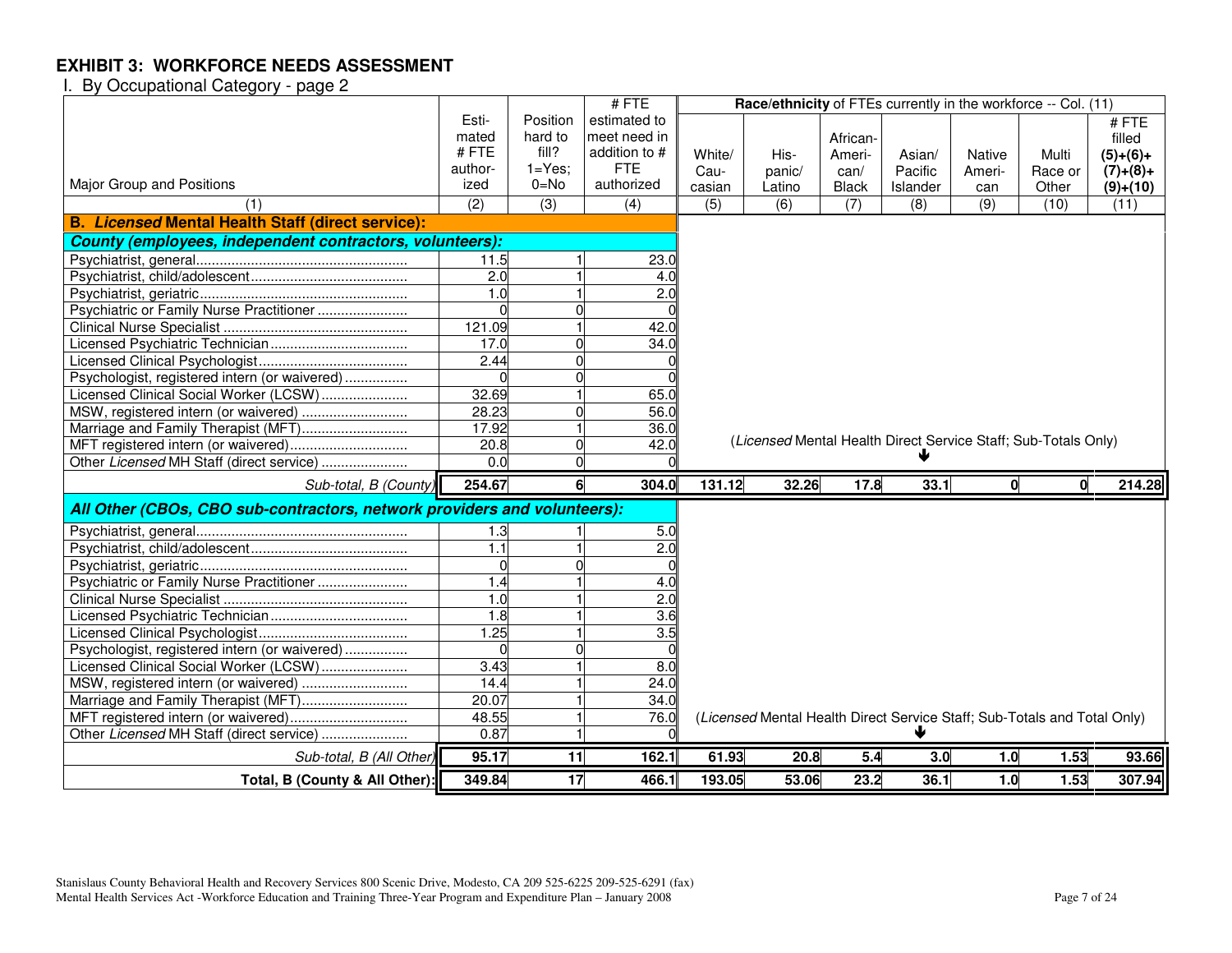# EXHIBIT 3: WORKFORCE NEEDS ASSESSMENT

I. By Occupational Category - page 2

| Major Group and Positions | Estimated # FTE authorized | Position hard to fill? 1=Yes; 0=No | # FTE estimated to meet need in addition to # FTE authorized | **Race/ethnicity** of FTEs currently in the workforce -- Col. (11) | | | | | | |
|---|---|---|---|---|---|---|---|---|---|---|
| | | | | White/ Caucasian | Hispanic/ Latino | African-American/ Black | Asian/ Pacific Islander | Native American | Multi Race or Other | # FTE filled **(5)+(6)+(7)+(8)+(9)+(10)** |
| (1) | (2) | (3) | (4) | (5) | (6) | (7) | (8) | (9) | (10) | (11) |
| **B. *Licensed* Mental Health Staff (direct service):** | | | | | | | | | | |
| ***County (employees, independent contractors, volunteers):*** | | | | | | | | | | |
| Psychiatrist, general | 11.5 | 1 | 23.0 | | | | | | | |
| Psychiatrist, child/adolescent | 2.0 | 1 | 4.0 | | | | | | | |
| Psychiatrist, geriatric | 1.0 | 1 | 2.0 | | | | | | | |
| Psychiatric or Family Nurse Practitioner | 0 | 0 | 0 | | | | | | | |
| Clinical Nurse Specialist | 121.09 | 1 | 42.0 | | | | | | | |
| Licensed Psychiatric Technician | 17.0 | 0 | 34.0 | | | | | | | |
| Licensed Clinical Psychologist | 2.44 | 0 | 0 | | | | | | | |
| Psychologist, registered intern (or waivered) | 0 | 0 | 0 | | | | | | | |
| Licensed Clinical Social Worker (LCSW) | 32.69 | 1 | 65.0 | | | | | | | |
| MSW, registered intern (or waivered) | 28.23 | 0 | 56.0 | | | | | | | |
| Marriage and Family Therapist (MFT) | 17.92 | 1 | 36.0 | (*Licensed* Mental Health Direct Service Staff; Sub-Totals Only) | | | | | | |
| MFT registered intern (or waivered) | 20.8 | 0 | 42.0 | | | | | | | |
| Other *Licensed* MH Staff (direct service) | 0.0 | 0 | 0 | | | | | | | |
| *Sub-total, B (County)* | **254.67** | **6** | **304.0** | **131.12** | **32.26** | **17.8** | **33.1** | **0** | **0** | **214.28** |
| ***All Other (CBOs, CBO sub-contractors, network providers and volunteers):*** | | | | | | | | | | |
| Psychiatrist, general | 1.3 | 1 | 5.0 | | | | | | | |
| Psychiatrist, child/adolescent | 1.1 | 1 | 2.0 | | | | | | | |
| Psychiatrist, geriatric | 0 | 0 | 0 | | | | | | | |
| Psychiatric or Family Nurse Practitioner | 1.4 | 1 | 4.0 | | | | | | | |
| Clinical Nurse Specialist | 1.0 | 1 | 2.0 | | | | | | | |
| Licensed Psychiatric Technician | 1.8 | 1 | 3.6 | | | | | | | |
| Licensed Clinical Psychologist | 1.25 | 1 | 3.5 | | | | | | | |
| Psychologist, registered intern (or waivered) | 0 | 0 | 0 | | | | | | | |
| Licensed Clinical Social Worker (LCSW) | 3.43 | 1 | 8.0 | | | | | | | |
| MSW, registered intern (or waivered) | 14.4 | 1 | 24.0 | | | | | | | |
| Marriage and Family Therapist (MFT) | 20.07 | 1 | 34.0 | | | | | | | |
| MFT registered intern (or waivered) | 48.55 | 1 | 76.0 | (*Licensed* Mental Health Direct Service Staff; Sub-Totals and Total Only) | | | | | | |
| Other *Licensed* MH Staff (direct service) | 0.87 | 1 | 0 | | | | | | | |
| *Sub-total, B (All Other)* | **95.17** | **11** | **162.1** | **61.93** | **20.8** | **5.4** | **3.0** | **1.0** | **1.53** | **93.66** |
| **Total, B (County & All Other):** | **349.84** | **17** | **466.1** | **193.05** | **53.06** | **23.2** | **36.1** | **1.0** | **1.53** | **307.94** |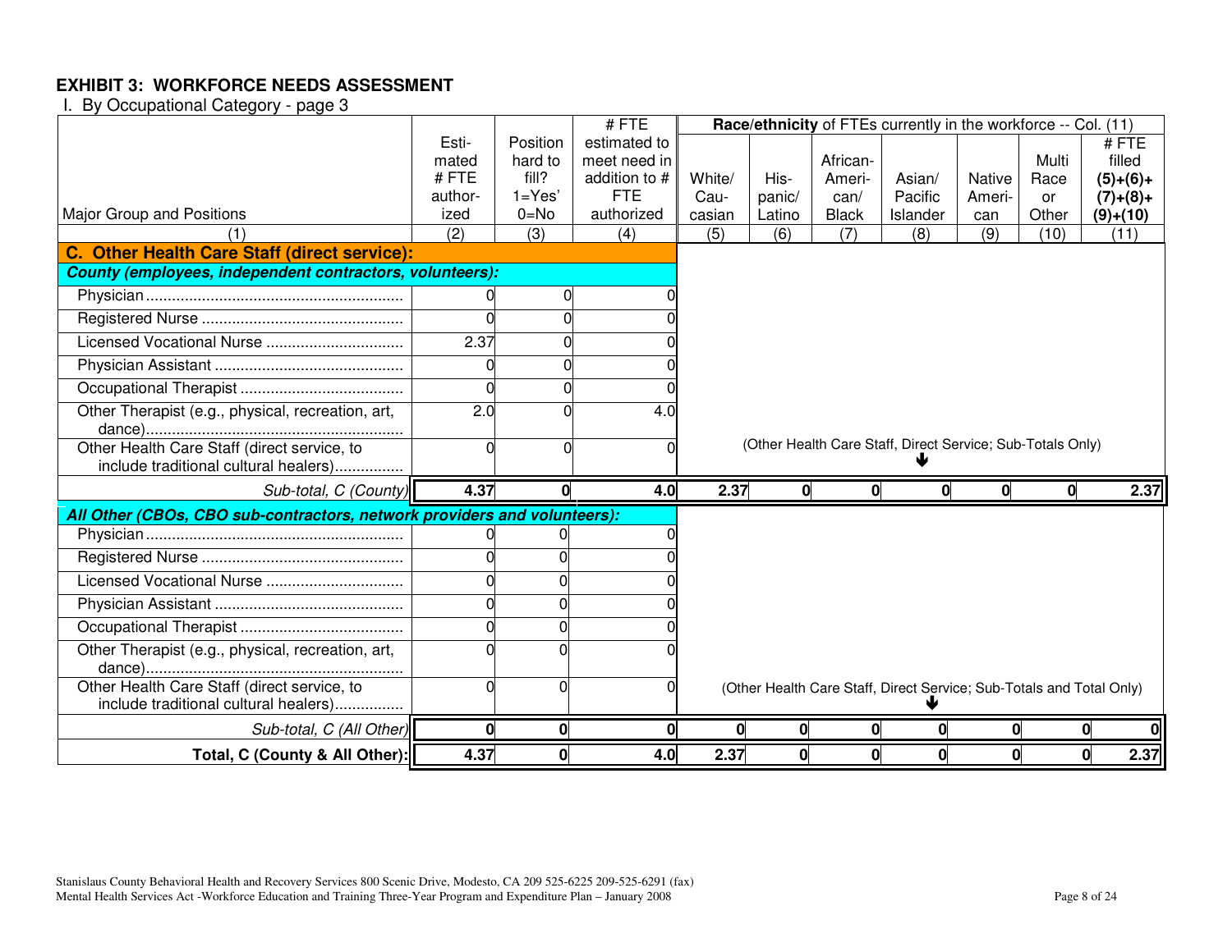**EXHIBIT 3: WORKFORCE NEEDS ASSESSMENT**

I. By Occupational Category - page 3

| Major Group and Positions | Estimated # FTE authorized | Position hard to fill? 1=Yes' 0=No | # FTE estimated to meet need in addition to # FTE authorized | **Race/ethnicity** of FTEs currently in the workforce -- Col. (11) | | | | | | |
|---|---|---|---|---|---|---|---|---|---|---|
| | | | | White/ Caucasian | Hispanic/ Latino | African-American/ Black | Asian/ Pacific Islander | Native American | Multi Race or Other | # FTE filled **(5)+(6)+(7)+(8)+(9)+(10)** |
| (1) | (2) | (3) | (4) | (5) | (6) | (7) | (8) | (9) | (10) | (11) |
| **C. Other Health Care Staff (direct service):** | | | | | | | | | | |
| ***County (employees, independent contractors, volunteers):*** | | | | | | | | | | |
| Physician | 0 | 0 | 0 | | | | | | | |
| Registered Nurse | 0 | 0 | 0 | | | | | | | |
| Licensed Vocational Nurse | 2.37 | 0 | 0 | | | | | | | |
| Physician Assistant | 0 | 0 | 0 | | | | | | | |
| Occupational Therapist | 0 | 0 | 0 | | | | | | | |
| Other Therapist (e.g., physical, recreation, art, dance) | 2.0 | 0 | 4.0 | | | | | | | |
| Other Health Care Staff (direct service, to include traditional cultural healers) | 0 | 0 | 0 | (Other Health Care Staff, Direct Service; Sub-Totals Only) | | | | | | |
| *Sub-total, C (County)* | **4.37** | **0** | **4.0** | **2.37** | **0** | **0** | **0** | **0** | **0** | **2.37** |
| ***All Other (CBOs, CBO sub-contractors, network providers and volunteers):*** | | | | | | | | | | |
| Physician | 0 | 0 | 0 | | | | | | | |
| Registered Nurse | 0 | 0 | 0 | | | | | | | |
| Licensed Vocational Nurse | 0 | 0 | 0 | | | | | | | |
| Physician Assistant | 0 | 0 | 0 | | | | | | | |
| Occupational Therapist | 0 | 0 | 0 | | | | | | | |
| Other Therapist (e.g., physical, recreation, art, dance) | 0 | 0 | 0 | | | | | | | |
| Other Health Care Staff (direct service, to include traditional cultural healers) | 0 | 0 | 0 | (Other Health Care Staff, Direct Service; Sub-Totals and Total Only) | | | | | | |
| *Sub-total, C (All Other)* | **0** | **0** | **0** | **0** | **0** | **0** | **0** | **0** | **0** | **0** |
| **Total, C (County & All Other):** | **4.37** | **0** | **4.0** | **2.37** | **0** | **0** | **0** | **0** | **0** | **2.37** |

Stanislaus County Behavioral Health and Recovery Services 800 Scenic Drive, Modesto, CA 209 525-6225 209-525-6291 (fax)
Mental Health Services Act -Workforce Education and Training Three-Year Program and Expenditure Plan – January 2008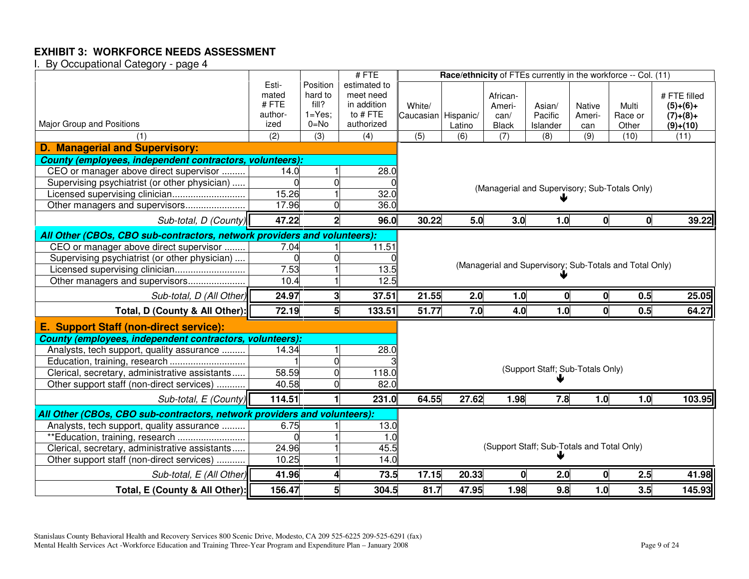## EXHIBIT 3: WORKFORCE NEEDS ASSESSMENT

I. By Occupational Category - page 4

| Major Group and Positions | Estimated # FTE authorized | Position hard to fill? 1=Yes; 0=No | # FTE estimated to meet need in addition to # FTE authorized | Race/ethnicity of FTEs currently in the workforce -- Col. (11): White/ Caucasian | Hispanic/ Latino | African-American/ Black | Asian/ Pacific Islander | Native American | Multi Race or Other | # FTE filled (5)+(6)+ (7)+(8)+ (9)+(10) |
|---|---|---|---|---|---|---|---|---|---|---|
| (1) | (2) | (3) | (4) | (5) | (6) | (7) | (8) | (9) | (10) | (11) |
| **D. Managerial and Supervisory:** | | | | | | | | | | |
| ***County (employees, independent contractors, volunteers):*** | | | | (Managerial and Supervisory; Sub-Totals Only) | | | | | | |
| CEO or manager above direct supervisor | 14.0 | 1 | 28.0 | | | | | | | |
| Supervising psychiatrist (or other physician) | 0 | 0 | 0 | | | | | | | |
| Licensed supervising clinician | 15.26 | 1 | 32.0 | | | | | | | |
| Other managers and supervisors | 17.96 | 0 | 36.0 | | | | | | | |
| *Sub-total, D (County)* | **47.22** | **2** | **96.0** | **30.22** | **5.0** | **3.0** | **1.0** | **0** | **0** | **39.22** |
| ***All Other (CBOs, CBO sub-contractors, network providers and volunteers):*** | | | | (Managerial and Supervisory; Sub-Totals and Total Only) | | | | | | |
| CEO or manager above direct supervisor | 7.04 | 1 | 11.51 | | | | | | | |
| Supervising psychiatrist (or other physician) | 0 | 0 | 0 | | | | | | | |
| Licensed supervising clinician | 7.53 | 1 | 13.5 | | | | | | | |
| Other managers and supervisors | 10.4 | 1 | 12.5 | | | | | | | |
| *Sub-total, D (All Other)* | **24.97** | **3** | **37.51** | **21.55** | **2.0** | **1.0** | **0** | **0** | **0.5** | **25.05** |
| **Total, D (County & All Other):** | **72.19** | **5** | **133.51** | **51.77** | **7.0** | **4.0** | **1.0** | **0** | **0.5** | **64.27** |
| **E. Support Staff (non-direct service):** | | | | | | | | | | |
| ***County (employees, independent contractors, volunteers):*** | | | | (Support Staff; Sub-Totals Only) | | | | | | |
| Analysts, tech support, quality assurance | 14.34 | 1 | 28.0 | | | | | | | |
| Education, training, research | 1 | 0 | 3 | | | | | | | |
| Clerical, secretary, administrative assistants | 58.59 | 0 | 118.0 | | | | | | | |
| Other support staff (non-direct services) | 40.58 | 0 | 82.0 | | | | | | | |
| *Sub-total, E (County)* | **114.51** | **1** | **231.0** | **64.55** | **27.62** | **1.98** | **7.8** | **1.0** | **1.0** | **103.95** |
| ***All Other (CBOs, CBO sub-contractors, network providers and volunteers):*** | | | | (Support Staff; Sub-Totals and Total Only) | | | | | | |
| Analysts, tech support, quality assurance | 6.75 | 1 | 13.0 | | | | | | | |
| **Education, training, research | 0 | 1 | 1.0 | | | | | | | |
| Clerical, secretary, administrative assistants | 24.96 | 1 | 45.5 | | | | | | | |
| Other support staff (non-direct services) | 10.25 | 1 | 14.0 | | | | | | | |
| *Sub-total, E (All Other)* | **41.96** | **4** | **73.5** | **17.15** | **20.33** | **0** | **2.0** | **0** | **2.5** | **41.98** |
| **Total, E (County & All Other):** | **156.47** | **5** | **304.5** | **81.7** | **47.95** | **1.98** | **9.8** | **1.0** | **3.5** | **145.93** |

Stanislaus County Behavioral Health and Recovery Services 800 Scenic Drive, Modesto, CA 209 525-6225 209-525-6291 (fax)
Mental Health Services Act -Workforce Education and Training Three-Year Program and Expenditure Plan – January 2008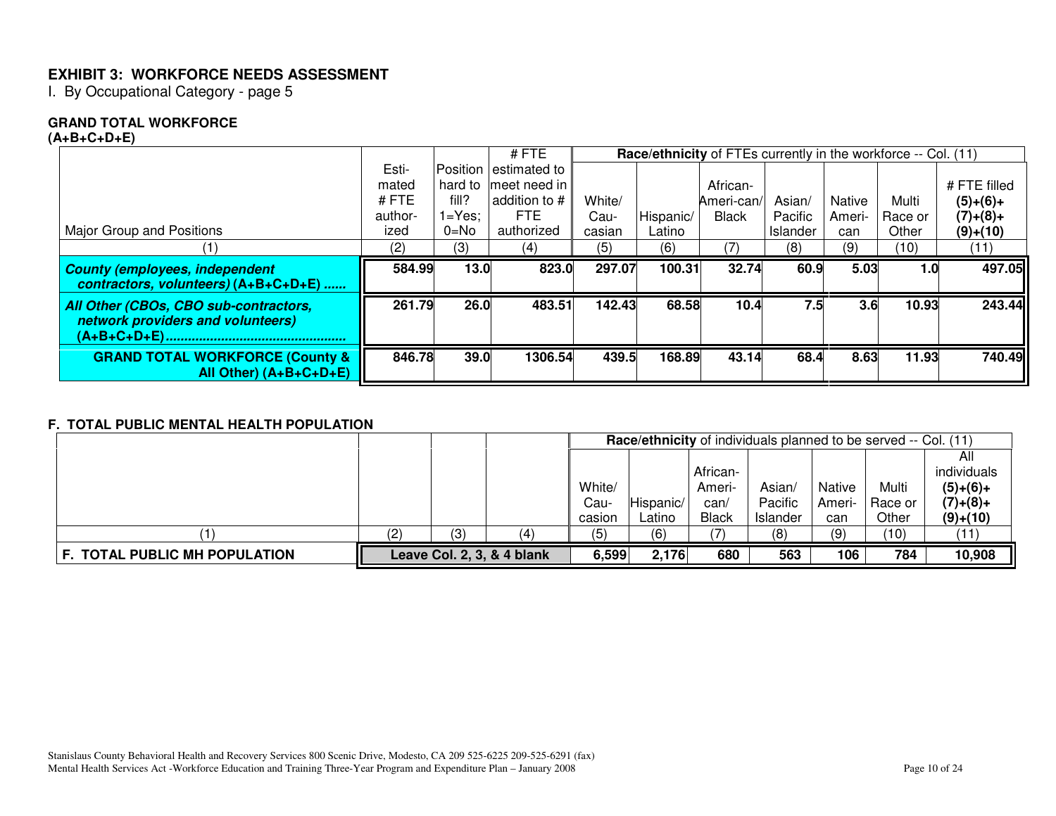**EXHIBIT 3: WORKFORCE NEEDS ASSESSMENT**

I. By Occupational Category - page 5

**GRAND TOTAL WORKFORCE (A+B+C+D+E)**

| Major Group and Positions | Esti-mated # FTE author-ized | Position hard to fill? 1=Yes; 0=No | # FTE estimated to meet need in addition to # FTE authorized | **Race/ethnicity** of FTEs currently in the workforce -- Col. (11) | | | | | | |
|---|---|---|---|---|---|---|---|---|---|---|
| | | | | White/ Cau-casian | Hispanic/ Latino | African-Ameri-can/ Black | Asian/ Pacific Islander | Native Ameri-can | Multi Race or Other | # FTE filled **(5)+(6)+ (7)+(8)+ (9)+(10)** |
| (1) | (2) | (3) | (4) | (5) | (6) | (7) | (8) | (9) | (10) | (11) |
| ***County (employees, independent contractors, volunteers)* (A+B+C+D+E) ......** | **584.99** | **13.0** | **823.0** | **297.07** | **100.31** | **32.74** | **60.9** | **5.03** | **1.0** | **497.05** |
| ***All Other (CBOs, CBO sub-contractors, network providers and volunteers)* (A+B+C+D+E).................................................** | **261.79** | **26.0** | **483.51** | **142.43** | **68.58** | **10.4** | **7.5** | **3.6** | **10.93** | **243.44** |
| **GRAND TOTAL WORKFORCE (County & All Other) (A+B+C+D+E)** | **846.78** | **39.0** | **1306.54** | **439.5** | **168.89** | **43.14** | **68.4** | **8.63** | **11.93** | **740.49** |

**F. TOTAL PUBLIC MENTAL HEALTH POPULATION**

| | | | | **Race/ethnicity** of individuals planned to be served -- Col. (11) | | | | | | |
|---|---|---|---|---|---|---|---|---|---|---|
| | | | | White/ Cau-casion | Hispanic/ Latino | African-Ameri-can/ Black | Asian/ Pacific Islander | Native Ameri-can | Multi Race or Other | All individuals **(5)+(6)+ (7)+(8)+ (9)+(10)** |
| (1) | (2) | (3) | (4) | (5) | (6) | (7) | (8) | (9) | (10) | (11) |
| **F. TOTAL PUBLIC MH POPULATION** | **Leave Col. 2, 3, & 4 blank** | | | **6,599** | **2,176** | **680** | **563** | **106** | **784** | **10,908** |

Stanislaus County Behavioral Health and Recovery Services 800 Scenic Drive, Modesto, CA 209 525-6225 209-525-6291 (fax)
Mental Health Services Act -Workforce Education and Training Three-Year Program and Expenditure Plan – January 2008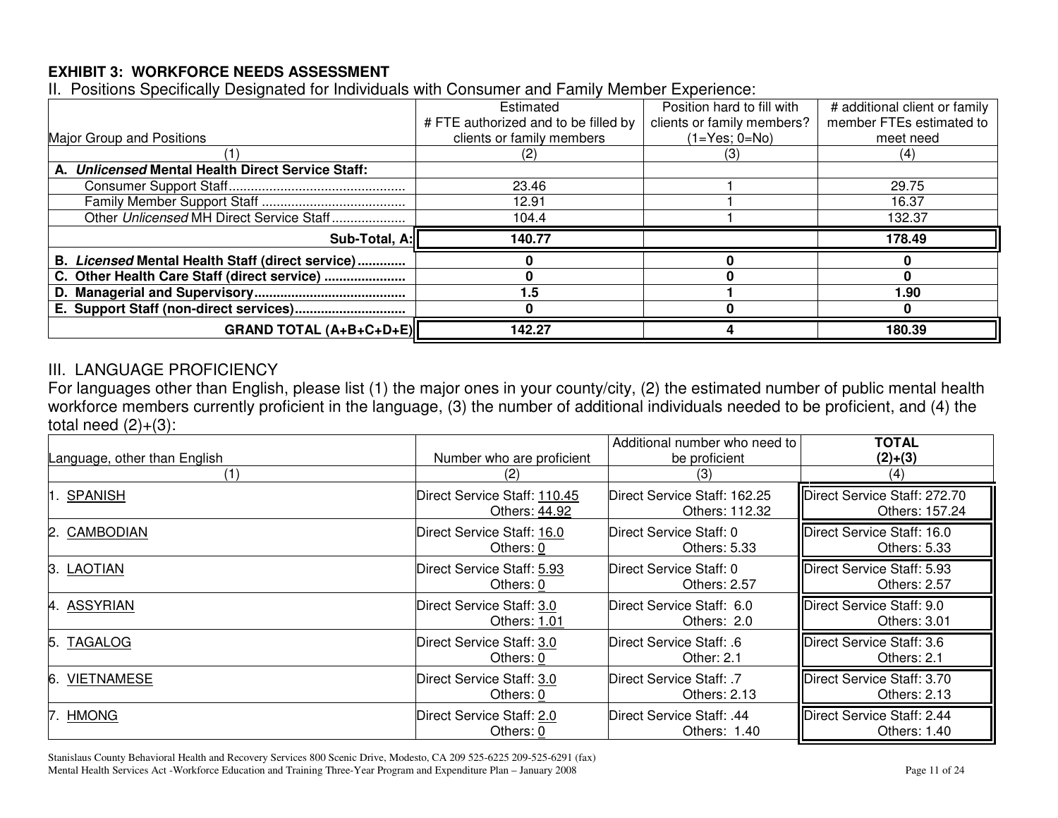**EXHIBIT 3: WORKFORCE NEEDS ASSESSMENT**

II. Positions Specifically Designated for Individuals with Consumer and Family Member Experience:

| Major Group and Positions | Estimated # FTE authorized and to be filled by clients or family members | Position hard to fill with clients or family members? (1=Yes; 0=No) | # additional client or family member FTEs estimated to meet need |
|---|---|---|---|
| (1) | (2) | (3) | (4) |
| **A. *Unlicensed* Mental Health Direct Service Staff:** | | | |
| Consumer Support Staff | 23.46 | 1 | 29.75 |
| Family Member Support Staff | 12.91 | 1 | 16.37 |
| Other *Unlicensed* MH Direct Service Staff | 104.4 | 1 | 132.37 |
| **Sub-Total, A:** | **140.77** | | **178.49** |
| **B. *Licensed* Mental Health Staff (direct service)** | **0** | **0** | **0** |
| **C. Other Health Care Staff (direct service)** | **0** | **0** | **0** |
| **D. Managerial and Supervisory** | **1.5** | **1** | **1.90** |
| **E. Support Staff (non-direct services)** | **0** | **0** | **0** |
| **GRAND TOTAL (A+B+C+D+E)** | **142.27** | **4** | **180.39** |

## III. LANGUAGE PROFICIENCY

For languages other than English, please list (1) the major ones in your county/city, (2) the estimated number of public mental health workforce members currently proficient in the language, (3) the number of additional individuals needed to be proficient, and (4) the total need (2)+(3):

| Language, other than English | Number who are proficient | Additional number who need to be proficient | **TOTAL (2)+(3)** |
|---|---|---|---|
| (1) | (2) | (3) | (4) |
| 1. SPANISH | Direct Service Staff: 110.45<br>Others: 44.92 | Direct Service Staff: 162.25<br>Others: 112.32 | Direct Service Staff: 272.70<br>Others: 157.24 |
| 2. CAMBODIAN | Direct Service Staff: 16.0<br>Others: 0 | Direct Service Staff: 0<br>Others: 5.33 | Direct Service Staff: 16.0<br>Others: 5.33 |
| 3. LAOTIAN | Direct Service Staff: 5.93<br>Others: 0 | Direct Service Staff: 0<br>Others: 2.57 | Direct Service Staff: 5.93<br>Others: 2.57 |
| 4. ASSYRIAN | Direct Service Staff: 3.0<br>Others: 1.01 | Direct Service Staff: 6.0<br>Others: 2.0 | Direct Service Staff: 9.0<br>Others: 3.01 |
| 5. TAGALOG | Direct Service Staff: 3.0<br>Others: 0 | Direct Service Staff: .6<br>Other: 2.1 | Direct Service Staff: 3.6<br>Others: 2.1 |
| 6. VIETNAMESE | Direct Service Staff: 3.0<br>Others: 0 | Direct Service Staff: .7<br>Others: 2.13 | Direct Service Staff: 3.70<br>Others: 2.13 |
| 7. HMONG | Direct Service Staff: 2.0<br>Others: 0 | Direct Service Staff: .44<br>Others: 1.40 | Direct Service Staff: 2.44<br>Others: 1.40 |

Stanislaus County Behavioral Health and Recovery Services 800 Scenic Drive, Modesto, CA 209 525-6225 209-525-6291 (fax)
Mental Health Services Act -Workforce Education and Training Three-Year Program and Expenditure Plan – January 2008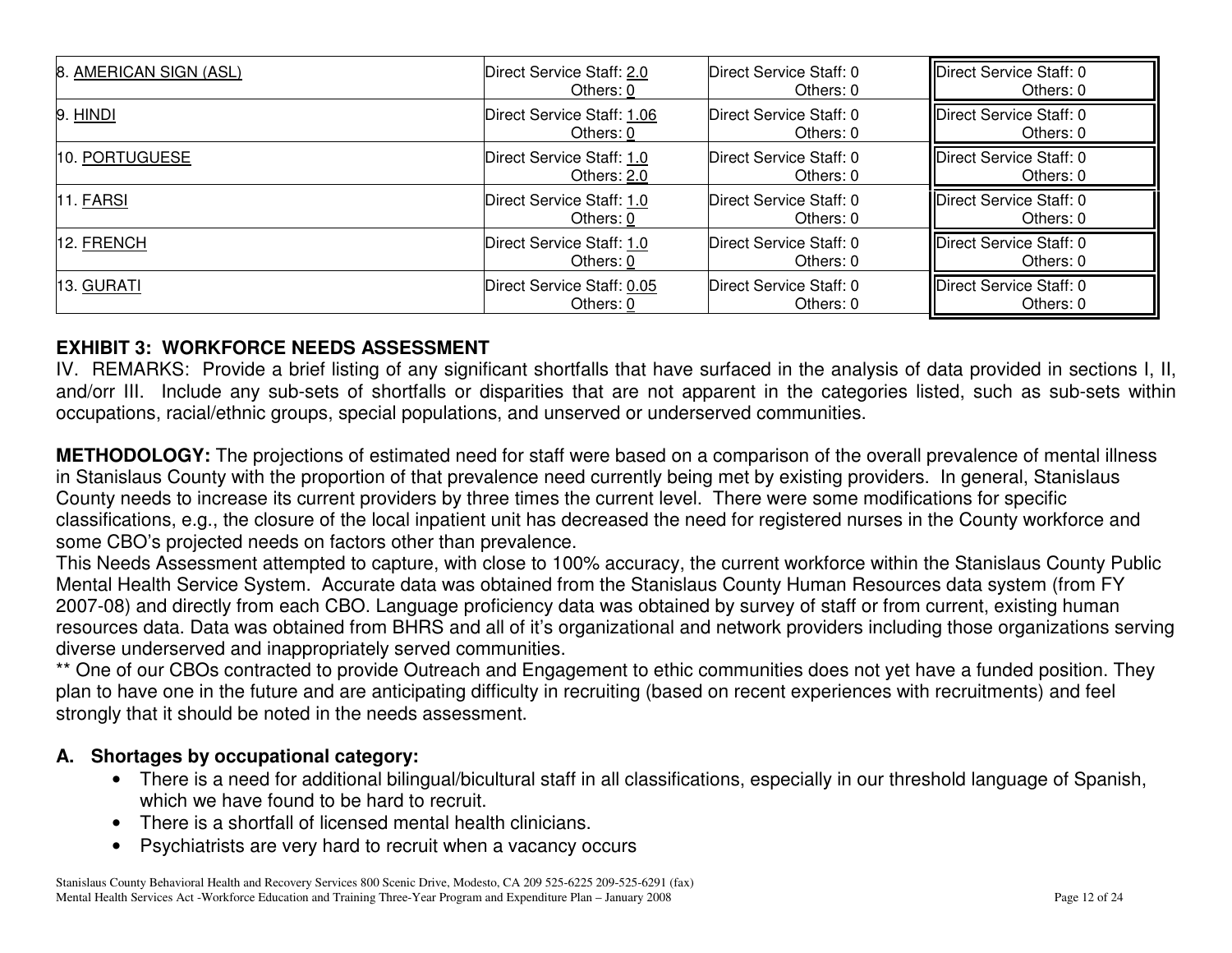| | | | |
|---|---|---|---|
| 8. AMERICAN SIGN (ASL) | Direct Service Staff: 2.0<br>Others: 0 | Direct Service Staff: 0<br>Others: 0 | Direct Service Staff: 0<br>Others: 0 |
| 9. HINDI | Direct Service Staff: 1.06<br>Others: 0 | Direct Service Staff: 0<br>Others: 0 | Direct Service Staff: 0<br>Others: 0 |
| 10. PORTUGUESE | Direct Service Staff: 1.0<br>Others: 2.0 | Direct Service Staff: 0<br>Others: 0 | Direct Service Staff: 0<br>Others: 0 |
| 11. FARSI | Direct Service Staff: 1.0<br>Others: 0 | Direct Service Staff: 0<br>Others: 0 | Direct Service Staff: 0<br>Others: 0 |
| 12. FRENCH | Direct Service Staff: 1.0<br>Others: 0 | Direct Service Staff: 0<br>Others: 0 | Direct Service Staff: 0<br>Others: 0 |
| 13. GURATI | Direct Service Staff: 0.05<br>Others: 0 | Direct Service Staff: 0<br>Others: 0 | Direct Service Staff: 0<br>Others: 0 |

**EXHIBIT 3: WORKFORCE NEEDS ASSESSMENT**

IV. REMARKS: Provide a brief listing of any significant shortfalls that have surfaced in the analysis of data provided in sections I, II, and/orr III. Include any sub-sets of shortfalls or disparities that are not apparent in the categories listed, such as sub-sets within occupations, racial/ethnic groups, special populations, and unserved or underserved communities.

**METHODOLOGY:** The projections of estimated need for staff were based on a comparison of the overall prevalence of mental illness in Stanislaus County with the proportion of that prevalence need currently being met by existing providers. In general, Stanislaus County needs to increase its current providers by three times the current level. There were some modifications for specific classifications, e.g., the closure of the local inpatient unit has decreased the need for registered nurses in the County workforce and some CBO's projected needs on factors other than prevalence.

This Needs Assessment attempted to capture, with close to 100% accuracy, the current workforce within the Stanislaus County Public Mental Health Service System. Accurate data was obtained from the Stanislaus County Human Resources data system (from FY 2007-08) and directly from each CBO. Language proficiency data was obtained by survey of staff or from current, existing human resources data. Data was obtained from BHRS and all of it's organizational and network providers including those organizations serving diverse underserved and inappropriately served communities.

** One of our CBOs contracted to provide Outreach and Engagement to ethic communities does not yet have a funded position. They plan to have one in the future and are anticipating difficulty in recruiting (based on recent experiences with recruitments) and feel strongly that it should be noted in the needs assessment.

**A. Shortages by occupational category:**

- There is a need for additional bilingual/bicultural staff in all classifications, especially in our threshold language of Spanish, which we have found to be hard to recruit.
- There is a shortfall of licensed mental health clinicians.
- Psychiatrists are very hard to recruit when a vacancy occurs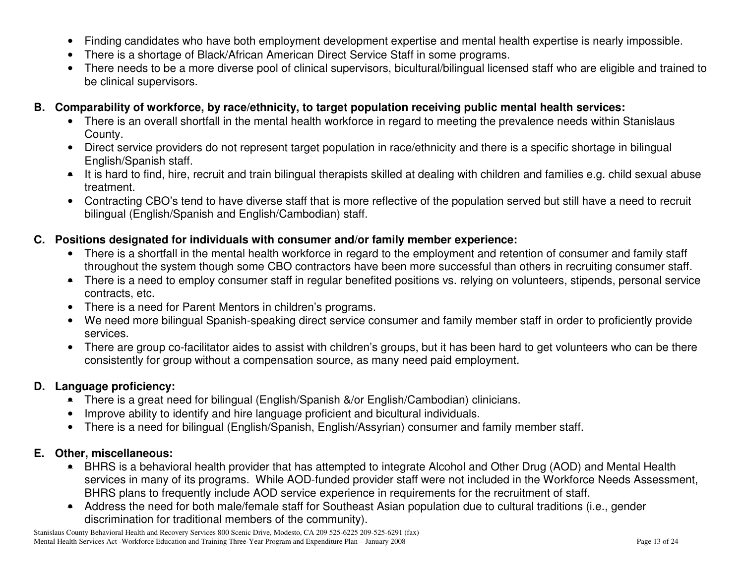- Finding candidates who have both employment development expertise and mental health expertise is nearly impossible.
- There is a shortage of Black/African American Direct Service Staff in some programs.
- There needs to be a more diverse pool of clinical supervisors, bicultural/bilingual licensed staff who are eligible and trained to be clinical supervisors.

**B. Comparability of workforce, by race/ethnicity, to target population receiving public mental health services:**

- There is an overall shortfall in the mental health workforce in regard to meeting the prevalence needs within Stanislaus County.
- Direct service providers do not represent target population in race/ethnicity and there is a specific shortage in bilingual English/Spanish staff.
- It is hard to find, hire, recruit and train bilingual therapists skilled at dealing with children and families e.g. child sexual abuse treatment.
- Contracting CBO's tend to have diverse staff that is more reflective of the population served but still have a need to recruit bilingual (English/Spanish and English/Cambodian) staff.

**C. Positions designated for individuals with consumer and/or family member experience:**

- There is a shortfall in the mental health workforce in regard to the employment and retention of consumer and family staff throughout the system though some CBO contractors have been more successful than others in recruiting consumer staff.
- There is a need to employ consumer staff in regular benefited positions vs. relying on volunteers, stipends, personal service contracts, etc.
- There is a need for Parent Mentors in children's programs.
- We need more bilingual Spanish-speaking direct service consumer and family member staff in order to proficiently provide services.
- There are group co-facilitator aides to assist with children's groups, but it has been hard to get volunteers who can be there consistently for group without a compensation source, as many need paid employment.

**D. Language proficiency:**

- There is a great need for bilingual (English/Spanish &/or English/Cambodian) clinicians.
- Improve ability to identify and hire language proficient and bicultural individuals.
- There is a need for bilingual (English/Spanish, English/Assyrian) consumer and family member staff.

**E. Other, miscellaneous:**

- BHRS is a behavioral health provider that has attempted to integrate Alcohol and Other Drug (AOD) and Mental Health services in many of its programs. While AOD-funded provider staff were not included in the Workforce Needs Assessment, BHRS plans to frequently include AOD service experience in requirements for the recruitment of staff.
- Address the need for both male/female staff for Southeast Asian population due to cultural traditions (i.e., gender discrimination for traditional members of the community).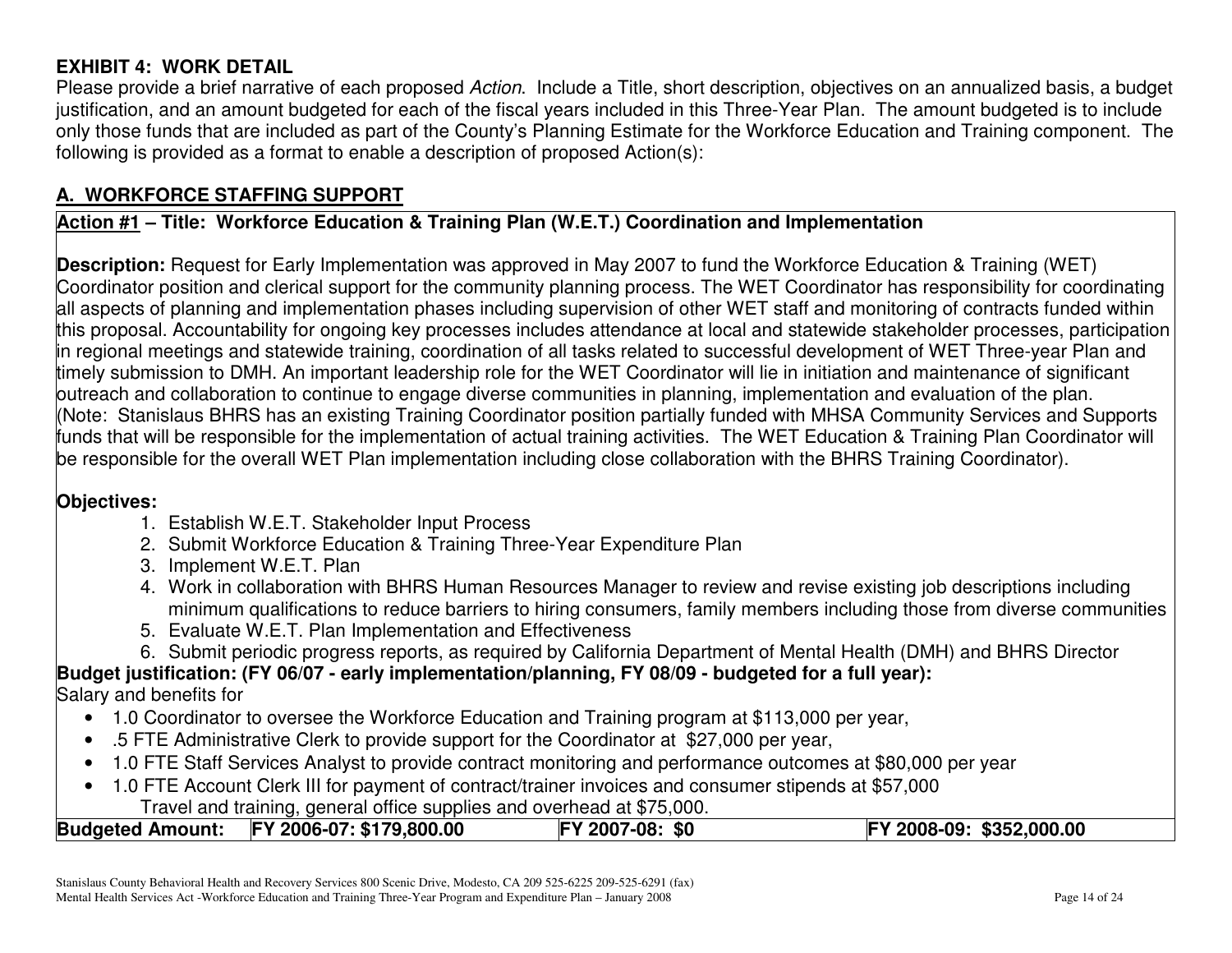**EXHIBIT 4: WORK DETAIL**

Please provide a brief narrative of each proposed *Action*. Include a Title, short description, objectives on an annualized basis, a budget justification, and an amount budgeted for each of the fiscal years included in this Three-Year Plan. The amount budgeted is to include only those funds that are included as part of the County's Planning Estimate for the Workforce Education and Training component. The following is provided as a format to enable a description of proposed Action(s):

## A. WORKFORCE STAFFING SUPPORT

**Action #1 – Title: Workforce Education & Training Plan (W.E.T.) Coordination and Implementation**

**Description:** Request for Early Implementation was approved in May 2007 to fund the Workforce Education & Training (WET) Coordinator position and clerical support for the community planning process. The WET Coordinator has responsibility for coordinating all aspects of planning and implementation phases including supervision of other WET staff and monitoring of contracts funded within this proposal. Accountability for ongoing key processes includes attendance at local and statewide stakeholder processes, participation in regional meetings and statewide training, coordination of all tasks related to successful development of WET Three-year Plan and timely submission to DMH. An important leadership role for the WET Coordinator will lie in initiation and maintenance of significant outreach and collaboration to continue to engage diverse communities in planning, implementation and evaluation of the plan. (Note: Stanislaus BHRS has an existing Training Coordinator position partially funded with MHSA Community Services and Supports funds that will be responsible for the implementation of actual training activities. The WET Education & Training Plan Coordinator will be responsible for the overall WET Plan implementation including close collaboration with the BHRS Training Coordinator).

**Objectives:**

1. Establish W.E.T. Stakeholder Input Process
2. Submit Workforce Education & Training Three-Year Expenditure Plan
3. Implement W.E.T. Plan
4. Work in collaboration with BHRS Human Resources Manager to review and revise existing job descriptions including minimum qualifications to reduce barriers to hiring consumers, family members including those from diverse communities
5. Evaluate W.E.T. Plan Implementation and Effectiveness
6. Submit periodic progress reports, as required by California Department of Mental Health (DMH) and BHRS Director

**Budget justification: (FY 06/07 - early implementation/planning, FY 08/09 - budgeted for a full year):**

Salary and benefits for

- 1.0 Coordinator to oversee the Workforce Education and Training program at $113,000 per year,
- .5 FTE Administrative Clerk to provide support for the Coordinator at $27,000 per year,
- 1.0 FTE Staff Services Analyst to provide contract monitoring and performance outcomes at $80,000 per year
- 1.0 FTE Account Clerk III for payment of contract/trainer invoices and consumer stipends at $57,000

  Travel and training, general office supplies and overhead at $75,000.

| Budgeted Amount: | FY 2006-07: $179,800.00 | FY 2007-08: $0 | FY 2008-09: $352,000.00 |
|---|---|---|---|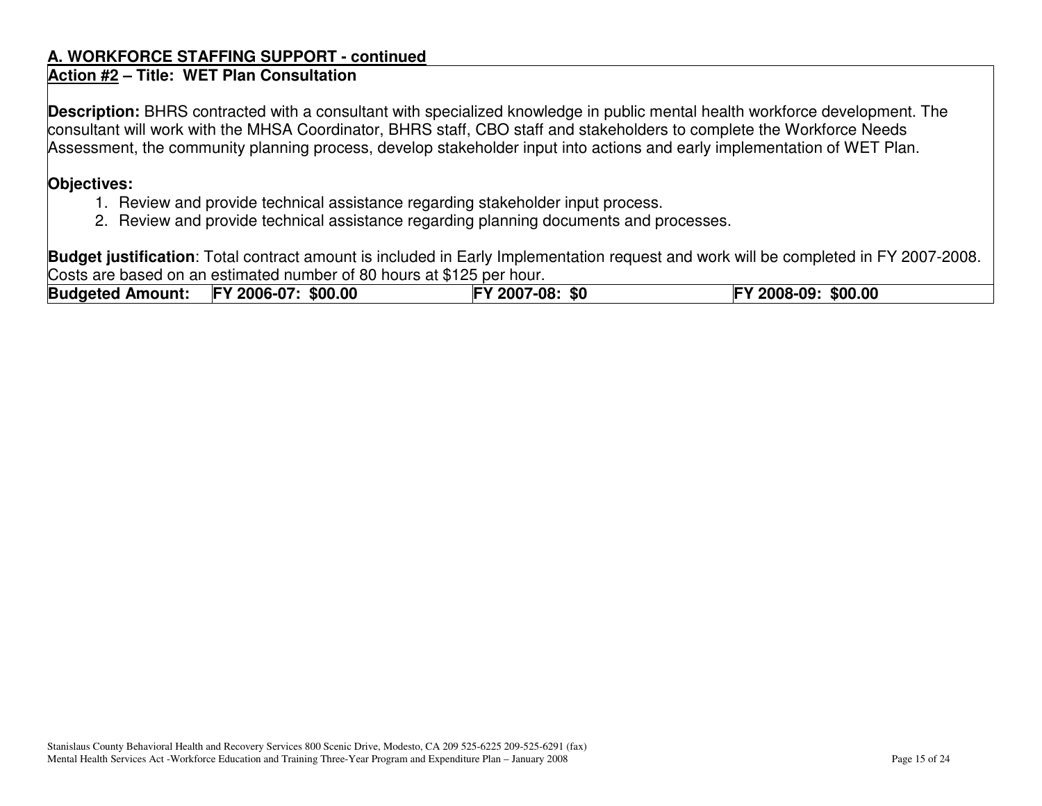## A. WORKFORCE STAFFING SUPPORT - continued

**Action #2 – Title: WET Plan Consultation**

**Description:** BHRS contracted with a consultant with specialized knowledge in public mental health workforce development. The consultant will work with the MHSA Coordinator, BHRS staff, CBO staff and stakeholders to complete the Workforce Needs Assessment, the community planning process, develop stakeholder input into actions and early implementation of WET Plan.

**Objectives:**

1. Review and provide technical assistance regarding stakeholder input process.
2. Review and provide technical assistance regarding planning documents and processes.

**Budget justification**: Total contract amount is included in Early Implementation request and work will be completed in FY 2007-2008. Costs are based on an estimated number of 80 hours at $125 per hour.

| **Budgeted Amount:** | **FY 2006-07: $00.00** | **FY 2007-08: $0** | **FY 2008-09: $00.00** |
| --- | --- | --- | --- |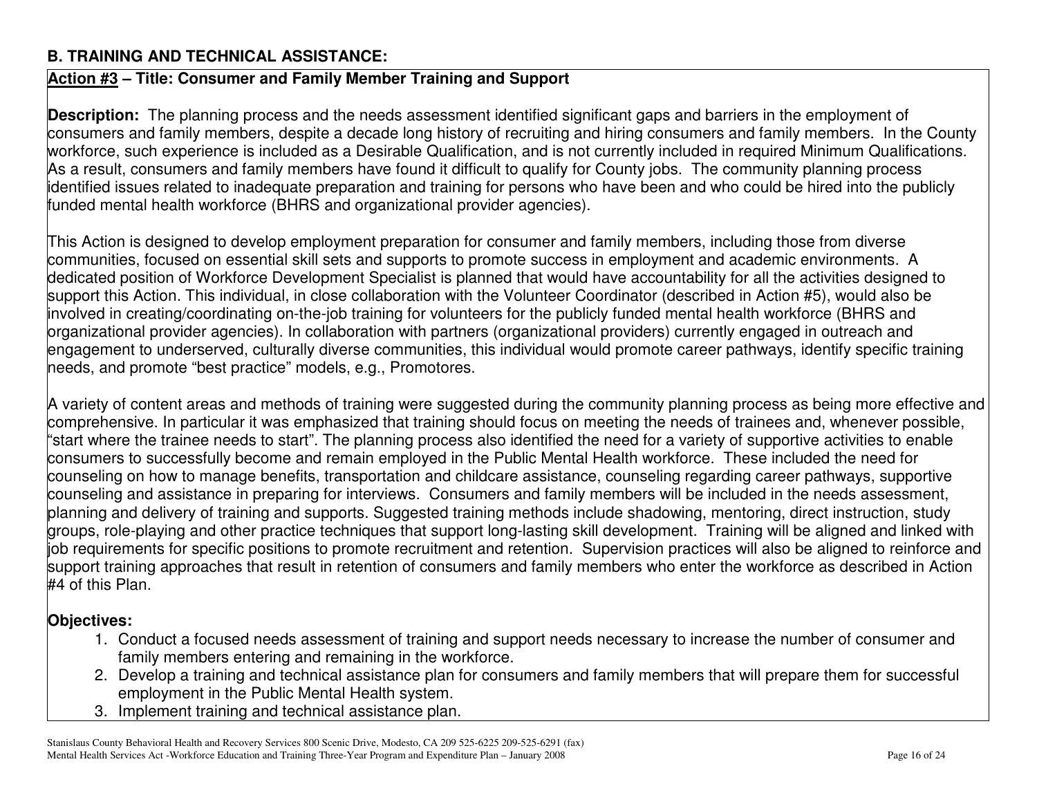## B. TRAINING AND TECHNICAL ASSISTANCE:

**Action #3 – Title: Consumer and Family Member Training and Support**

**Description:** The planning process and the needs assessment identified significant gaps and barriers in the employment of consumers and family members, despite a decade long history of recruiting and hiring consumers and family members. In the County workforce, such experience is included as a Desirable Qualification, and is not currently included in required Minimum Qualifications. As a result, consumers and family members have found it difficult to qualify for County jobs. The community planning process identified issues related to inadequate preparation and training for persons who have been and who could be hired into the publicly funded mental health workforce (BHRS and organizational provider agencies).

This Action is designed to develop employment preparation for consumer and family members, including those from diverse communities, focused on essential skill sets and supports to promote success in employment and academic environments. A dedicated position of Workforce Development Specialist is planned that would have accountability for all the activities designed to support this Action. This individual, in close collaboration with the Volunteer Coordinator (described in Action #5), would also be involved in creating/coordinating on-the-job training for volunteers for the publicly funded mental health workforce (BHRS and organizational provider agencies). In collaboration with partners (organizational providers) currently engaged in outreach and engagement to underserved, culturally diverse communities, this individual would promote career pathways, identify specific training needs, and promote "best practice" models, e.g., Promotores.

A variety of content areas and methods of training were suggested during the community planning process as being more effective and comprehensive. In particular it was emphasized that training should focus on meeting the needs of trainees and, whenever possible, "start where the trainee needs to start". The planning process also identified the need for a variety of supportive activities to enable consumers to successfully become and remain employed in the Public Mental Health workforce. These included the need for counseling on how to manage benefits, transportation and childcare assistance, counseling regarding career pathways, supportive counseling and assistance in preparing for interviews. Consumers and family members will be included in the needs assessment, planning and delivery of training and supports. Suggested training methods include shadowing, mentoring, direct instruction, study groups, role-playing and other practice techniques that support long-lasting skill development. Training will be aligned and linked with job requirements for specific positions to promote recruitment and retention. Supervision practices will also be aligned to reinforce and support training approaches that result in retention of consumers and family members who enter the workforce as described in Action #4 of this Plan.

**Objectives:**

1. Conduct a focused needs assessment of training and support needs necessary to increase the number of consumer and family members entering and remaining in the workforce.
2. Develop a training and technical assistance plan for consumers and family members that will prepare them for successful employment in the Public Mental Health system.
3. Implement training and technical assistance plan.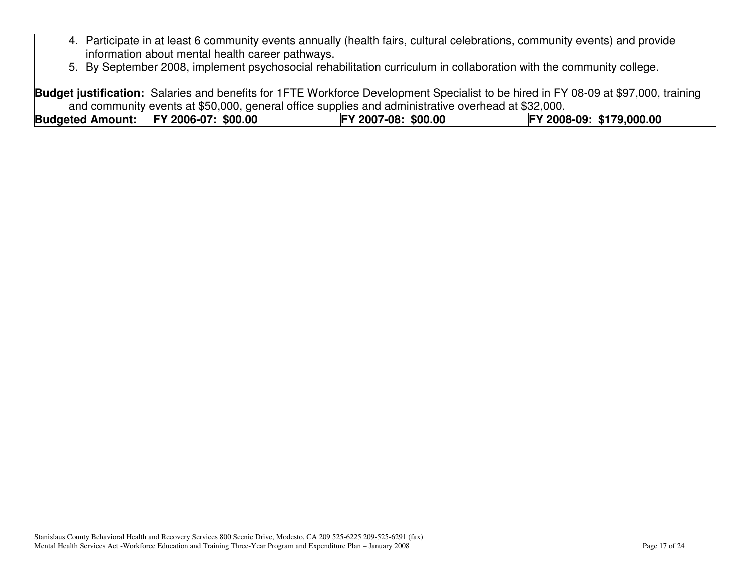4. Participate in at least 6 community events annually (health fairs, cultural celebrations, community events) and provide information about mental health career pathways.
5. By September 2008, implement psychosocial rehabilitation curriculum in collaboration with the community college.

**Budget justification:** Salaries and benefits for 1FTE Workforce Development Specialist to be hired in FY 08-09 at $97,000, training and community events at $50,000, general office supplies and administrative overhead at $32,000.

| **Budgeted Amount:** | **FY 2006-07: $00.00** | **FY 2007-08: $00.00** | **FY 2008-09: $179,000.00** |
|---|---|---|---|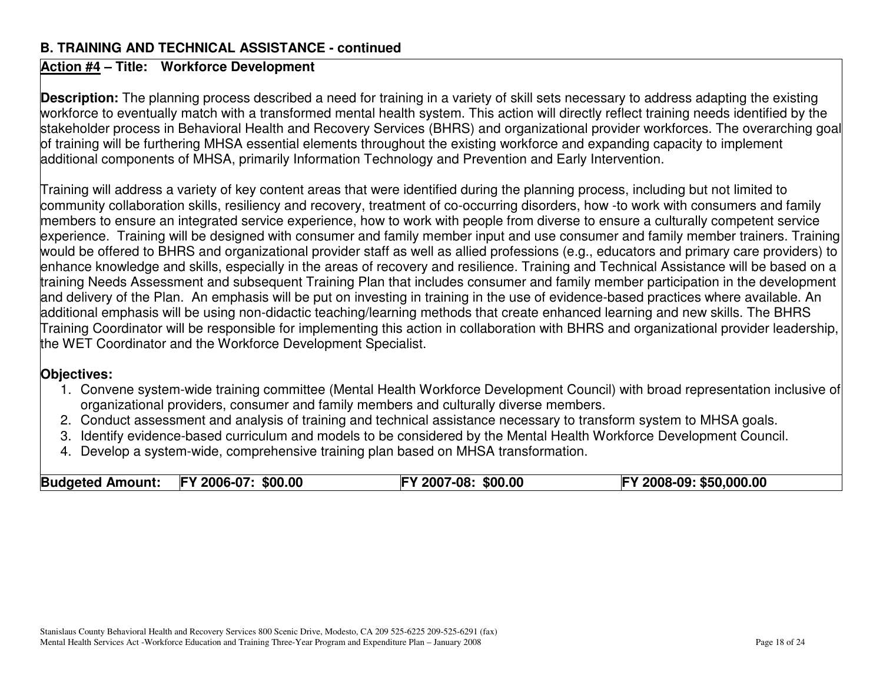**B. TRAINING AND TECHNICAL ASSISTANCE - continued**

**Action #4 – Title: Workforce Development**

**Description:** The planning process described a need for training in a variety of skill sets necessary to address adapting the existing workforce to eventually match with a transformed mental health system. This action will directly reflect training needs identified by the stakeholder process in Behavioral Health and Recovery Services (BHRS) and organizational provider workforces. The overarching goal of training will be furthering MHSA essential elements throughout the existing workforce and expanding capacity to implement additional components of MHSA, primarily Information Technology and Prevention and Early Intervention.

Training will address a variety of key content areas that were identified during the planning process, including but not limited to community collaboration skills, resiliency and recovery, treatment of co-occurring disorders, how -to work with consumers and family members to ensure an integrated service experience, how to work with people from diverse to ensure a culturally competent service experience. Training will be designed with consumer and family member input and use consumer and family member trainers. Training would be offered to BHRS and organizational provider staff as well as allied professions (e.g., educators and primary care providers) to enhance knowledge and skills, especially in the areas of recovery and resilience. Training and Technical Assistance will be based on a training Needs Assessment and subsequent Training Plan that includes consumer and family member participation in the development and delivery of the Plan. An emphasis will be put on investing in training in the use of evidence-based practices where available. An additional emphasis will be using non-didactic teaching/learning methods that create enhanced learning and new skills. The BHRS Training Coordinator will be responsible for implementing this action in collaboration with BHRS and organizational provider leadership, the WET Coordinator and the Workforce Development Specialist.

**Objectives:**

1. Convene system-wide training committee (Mental Health Workforce Development Council) with broad representation inclusive of organizational providers, consumer and family members and culturally diverse members.
2. Conduct assessment and analysis of training and technical assistance necessary to transform system to MHSA goals.
3. Identify evidence-based curriculum and models to be considered by the Mental Health Workforce Development Council.
4. Develop a system-wide, comprehensive training plan based on MHSA transformation.

| **Budgeted Amount:** | **FY 2006-07: $00.00** | **FY 2007-08: $00.00** | **FY 2008-09: $50,000.00** |
|---|---|---|---|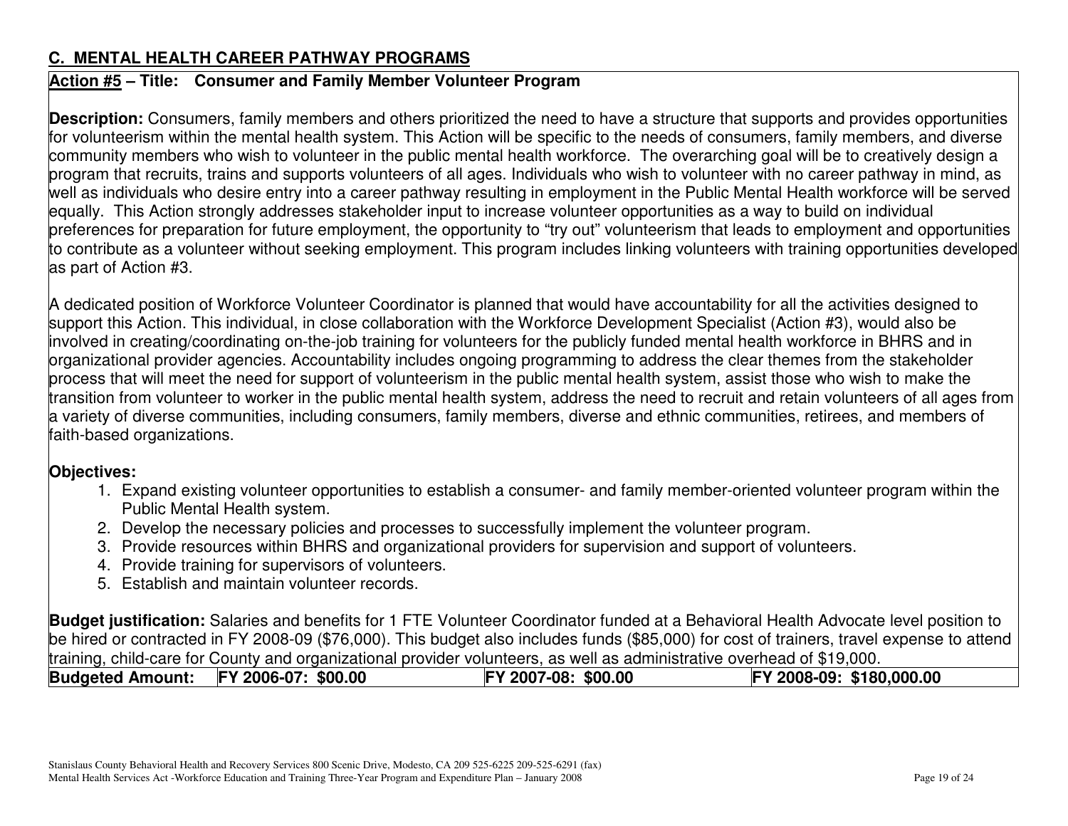## C. MENTAL HEALTH CAREER PATHWAY PROGRAMS

**Action #5 – Title: Consumer and Family Member Volunteer Program**

**Description:** Consumers, family members and others prioritized the need to have a structure that supports and provides opportunities for volunteerism within the mental health system. This Action will be specific to the needs of consumers, family members, and diverse community members who wish to volunteer in the public mental health workforce. The overarching goal will be to creatively design a program that recruits, trains and supports volunteers of all ages. Individuals who wish to volunteer with no career pathway in mind, as well as individuals who desire entry into a career pathway resulting in employment in the Public Mental Health workforce will be served equally. This Action strongly addresses stakeholder input to increase volunteer opportunities as a way to build on individual preferences for preparation for future employment, the opportunity to "try out" volunteerism that leads to employment and opportunities to contribute as a volunteer without seeking employment. This program includes linking volunteers with training opportunities developed as part of Action #3.

A dedicated position of Workforce Volunteer Coordinator is planned that would have accountability for all the activities designed to support this Action. This individual, in close collaboration with the Workforce Development Specialist (Action #3), would also be involved in creating/coordinating on-the-job training for volunteers for the publicly funded mental health workforce in BHRS and in organizational provider agencies. Accountability includes ongoing programming to address the clear themes from the stakeholder process that will meet the need for support of volunteerism in the public mental health system, assist those who wish to make the transition from volunteer to worker in the public mental health system, address the need to recruit and retain volunteers of all ages from a variety of diverse communities, including consumers, family members, diverse and ethnic communities, retirees, and members of faith-based organizations.

**Objectives:**

1. Expand existing volunteer opportunities to establish a consumer- and family member-oriented volunteer program within the Public Mental Health system.
2. Develop the necessary policies and processes to successfully implement the volunteer program.
3. Provide resources within BHRS and organizational providers for supervision and support of volunteers.
4. Provide training for supervisors of volunteers.
5. Establish and maintain volunteer records.

**Budget justification:** Salaries and benefits for 1 FTE Volunteer Coordinator funded at a Behavioral Health Advocate level position to be hired or contracted in FY 2008-09 ($76,000). This budget also includes funds ($85,000) for cost of trainers, travel expense to attend training, child-care for County and organizational provider volunteers, as well as administrative overhead of $19,000.

| **Budgeted Amount:** | **FY 2006-07: $00.00** | **FY 2007-08: $00.00** | **FY 2008-09: $180,000.00** |
|---|---|---|---|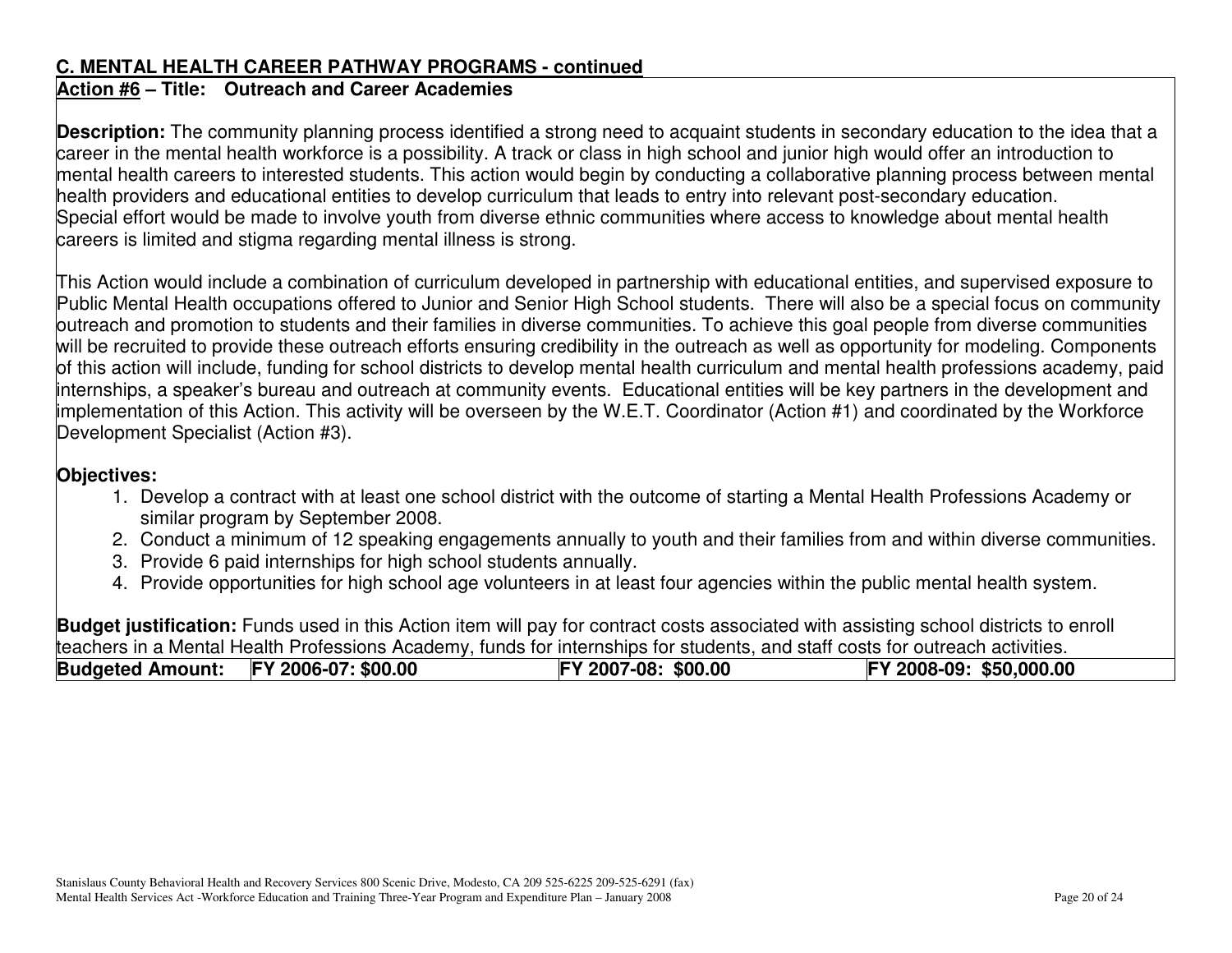## C. MENTAL HEALTH CAREER PATHWAY PROGRAMS - continued

### Action #6 – Title: Outreach and Career Academies

**Description:** The community planning process identified a strong need to acquaint students in secondary education to the idea that a career in the mental health workforce is a possibility. A track or class in high school and junior high would offer an introduction to mental health careers to interested students. This action would begin by conducting a collaborative planning process between mental health providers and educational entities to develop curriculum that leads to entry into relevant post-secondary education. Special effort would be made to involve youth from diverse ethnic communities where access to knowledge about mental health careers is limited and stigma regarding mental illness is strong.

This Action would include a combination of curriculum developed in partnership with educational entities, and supervised exposure to Public Mental Health occupations offered to Junior and Senior High School students. There will also be a special focus on community outreach and promotion to students and their families in diverse communities. To achieve this goal people from diverse communities will be recruited to provide these outreach efforts ensuring credibility in the outreach as well as opportunity for modeling. Components of this action will include, funding for school districts to develop mental health curriculum and mental health professions academy, paid internships, a speaker's bureau and outreach at community events. Educational entities will be key partners in the development and implementation of this Action. This activity will be overseen by the W.E.T. Coordinator (Action #1) and coordinated by the Workforce Development Specialist (Action #3).

**Objectives:**

1. Develop a contract with at least one school district with the outcome of starting a Mental Health Professions Academy or similar program by September 2008.
2. Conduct a minimum of 12 speaking engagements annually to youth and their families from and within diverse communities.
3. Provide 6 paid internships for high school students annually.
4. Provide opportunities for high school age volunteers in at least four agencies within the public mental health system.

**Budget justification:** Funds used in this Action item will pay for contract costs associated with assisting school districts to enroll teachers in a Mental Health Professions Academy, funds for internships for students, and staff costs for outreach activities.

| **Budgeted Amount:** | **FY 2006-07: $00.00** | **FY 2007-08: $00.00** | **FY 2008-09: $50,000.00** |
|---|---|---|---|

Stanislaus County Behavioral Health and Recovery Services 800 Scenic Drive, Modesto, CA 209 525-6225 209-525-6291 (fax)
Mental Health Services Act -Workforce Education and Training Three-Year Program and Expenditure Plan – January 2008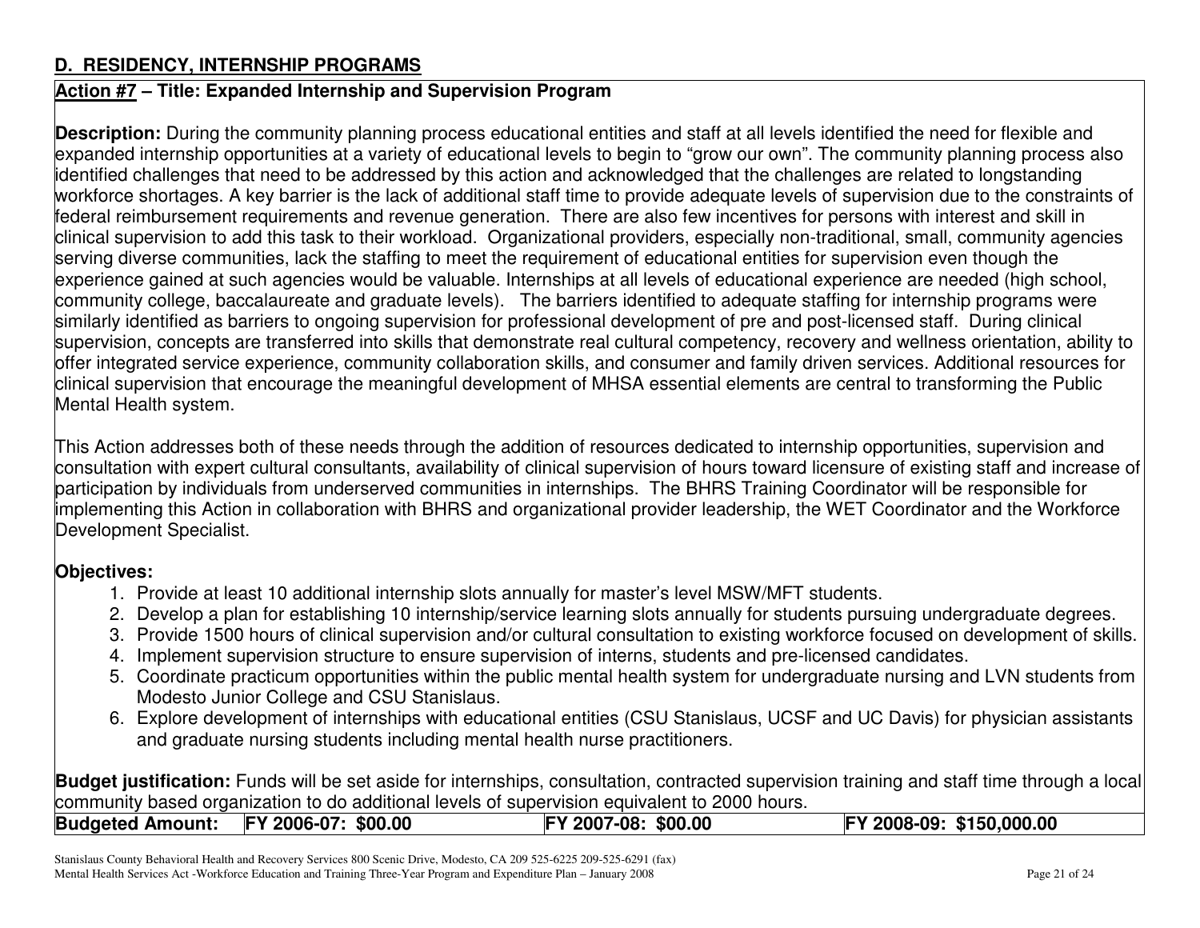## D. RESIDENCY, INTERNSHIP PROGRAMS

**Action #7 – Title: Expanded Internship and Supervision Program**

**Description:** During the community planning process educational entities and staff at all levels identified the need for flexible and expanded internship opportunities at a variety of educational levels to begin to "grow our own". The community planning process also identified challenges that need to be addressed by this action and acknowledged that the challenges are related to longstanding workforce shortages. A key barrier is the lack of additional staff time to provide adequate levels of supervision due to the constraints of federal reimbursement requirements and revenue generation. There are also few incentives for persons with interest and skill in clinical supervision to add this task to their workload. Organizational providers, especially non-traditional, small, community agencies serving diverse communities, lack the staffing to meet the requirement of educational entities for supervision even though the experience gained at such agencies would be valuable. Internships at all levels of educational experience are needed (high school, community college, baccalaureate and graduate levels). The barriers identified to adequate staffing for internship programs were similarly identified as barriers to ongoing supervision for professional development of pre and post-licensed staff. During clinical supervision, concepts are transferred into skills that demonstrate real cultural competency, recovery and wellness orientation, ability to offer integrated service experience, community collaboration skills, and consumer and family driven services. Additional resources for clinical supervision that encourage the meaningful development of MHSA essential elements are central to transforming the Public Mental Health system.

This Action addresses both of these needs through the addition of resources dedicated to internship opportunities, supervision and consultation with expert cultural consultants, availability of clinical supervision of hours toward licensure of existing staff and increase of participation by individuals from underserved communities in internships. The BHRS Training Coordinator will be responsible for implementing this Action in collaboration with BHRS and organizational provider leadership, the WET Coordinator and the Workforce Development Specialist.

**Objectives:**

1. Provide at least 10 additional internship slots annually for master's level MSW/MFT students.
2. Develop a plan for establishing 10 internship/service learning slots annually for students pursuing undergraduate degrees.
3. Provide 1500 hours of clinical supervision and/or cultural consultation to existing workforce focused on development of skills.
4. Implement supervision structure to ensure supervision of interns, students and pre-licensed candidates.
5. Coordinate practicum opportunities within the public mental health system for undergraduate nursing and LVN students from Modesto Junior College and CSU Stanislaus.
6. Explore development of internships with educational entities (CSU Stanislaus, UCSF and UC Davis) for physician assistants and graduate nursing students including mental health nurse practitioners.

**Budget justification:** Funds will be set aside for internships, consultation, contracted supervision training and staff time through a local community based organization to do additional levels of supervision equivalent to 2000 hours.

| **Budgeted Amount:** | **FY 2006-07: $00.00** | **FY 2007-08: $00.00** | **FY 2008-09: $150,000.00** |
|---|---|---|---|

Stanislaus County Behavioral Health and Recovery Services 800 Scenic Drive, Modesto, CA 209 525-6225 209-525-6291 (fax)
Mental Health Services Act -Workforce Education and Training Three-Year Program and Expenditure Plan – January 2008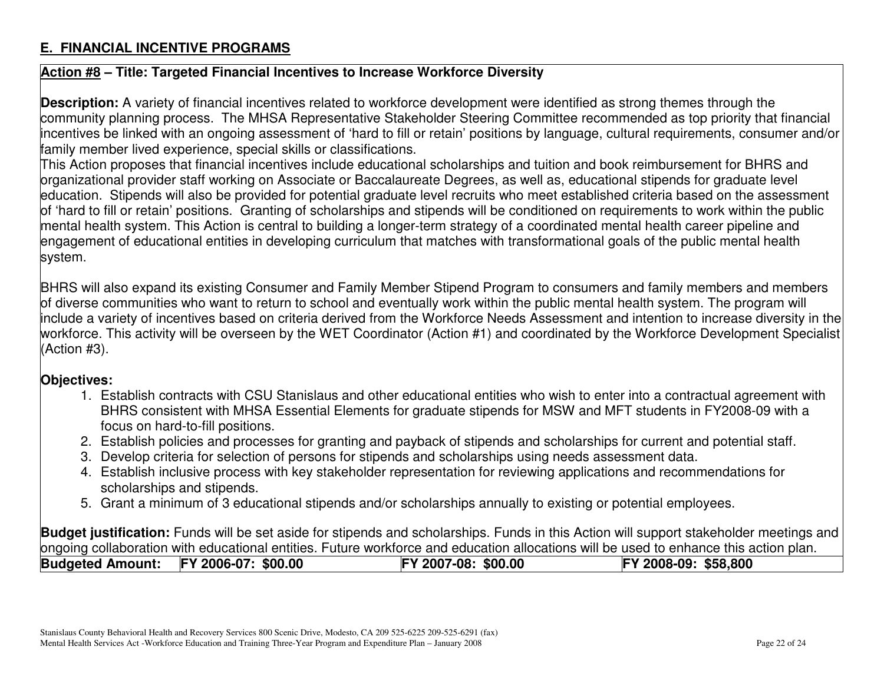## E. FINANCIAL INCENTIVE PROGRAMS

**Action #8 – Title: Targeted Financial Incentives to Increase Workforce Diversity**

**Description:** A variety of financial incentives related to workforce development were identified as strong themes through the community planning process. The MHSA Representative Stakeholder Steering Committee recommended as top priority that financial incentives be linked with an ongoing assessment of 'hard to fill or retain' positions by language, cultural requirements, consumer and/or family member lived experience, special skills or classifications.

This Action proposes that financial incentives include educational scholarships and tuition and book reimbursement for BHRS and organizational provider staff working on Associate or Baccalaureate Degrees, as well as, educational stipends for graduate level education. Stipends will also be provided for potential graduate level recruits who meet established criteria based on the assessment of 'hard to fill or retain' positions. Granting of scholarships and stipends will be conditioned on requirements to work within the public mental health system. This Action is central to building a longer-term strategy of a coordinated mental health career pipeline and engagement of educational entities in developing curriculum that matches with transformational goals of the public mental health system.

BHRS will also expand its existing Consumer and Family Member Stipend Program to consumers and family members and members of diverse communities who want to return to school and eventually work within the public mental health system. The program will include a variety of incentives based on criteria derived from the Workforce Needs Assessment and intention to increase diversity in the workforce. This activity will be overseen by the WET Coordinator (Action #1) and coordinated by the Workforce Development Specialist (Action #3).

**Objectives:**

1. Establish contracts with CSU Stanislaus and other educational entities who wish to enter into a contractual agreement with BHRS consistent with MHSA Essential Elements for graduate stipends for MSW and MFT students in FY2008-09 with a focus on hard-to-fill positions.
2. Establish policies and processes for granting and payback of stipends and scholarships for current and potential staff.
3. Develop criteria for selection of persons for stipends and scholarships using needs assessment data.
4. Establish inclusive process with key stakeholder representation for reviewing applications and recommendations for scholarships and stipends.
5. Grant a minimum of 3 educational stipends and/or scholarships annually to existing or potential employees.

**Budget justification:** Funds will be set aside for stipends and scholarships. Funds in this Action will support stakeholder meetings and ongoing collaboration with educational entities. Future workforce and education allocations will be used to enhance this action plan.

| **Budgeted Amount:** | **FY 2006-07: $00.00** | **FY 2007-08: $00.00** | **FY 2008-09: $58,800** |
|---|---|---|---|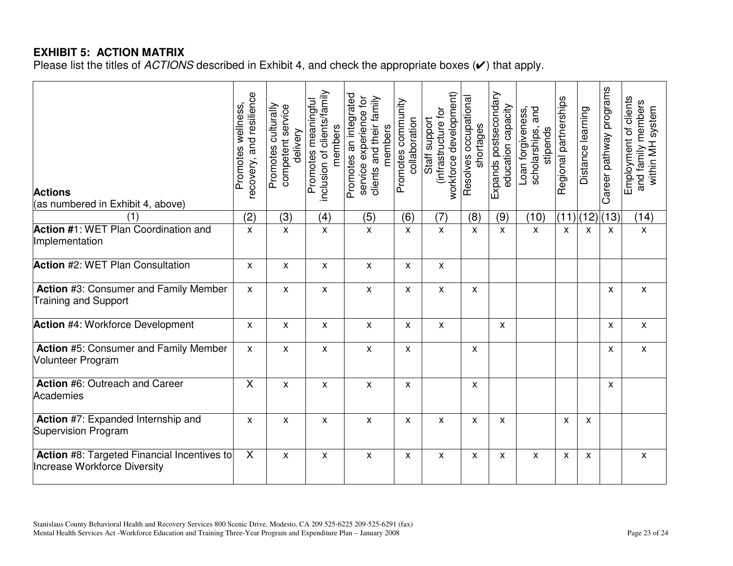## EXHIBIT 5: ACTION MATRIX

Please list the titles of *ACTIONS* described in Exhibit 4, and check the appropriate boxes (✔) that apply.

| **Actions** (as numbered in Exhibit 4, above) | Promotes wellness, recovery, and resilience | Promotes culturally competent service delivery | Promotes meaningful inclusion of clients/family members | Promotes an integrated service experience for clients and their family members | Promotes community collaboration | Staff support (infrastructure for workforce development) | Resolves occupational shortages | Expands postsecondary education capacity | Loan forgiveness, scholarships, and stipends | Regional partnerships | Distance learning | Career pathway programs | Employment of clients and family members within MH system |
|---|---|---|---|---|---|---|---|---|---|---|---|---|---|
| (1) | (2) | (3) | (4) | (5) | (6) | (7) | (8) | (9) | (10) | (11) | (12) | (13) | (14) |
| **Action #**1: WET Plan Coordination and Implementation | x | x | x | x | x | x | x | x | x | x | x | x | x |
| **Action** #2: WET Plan Consultation | x | x | x | x | x | x | | | | | | | |
| **Action** #3: Consumer and Family Member Training and Support | x | x | x | x | x | x | x | | | | | x | x |
| **Action** #4: Workforce Development | x | x | x | x | x | x | | x | | | | x | x |
| **Action** #5: Consumer and Family Member Volunteer Program | x | x | x | x | x | | x | | | | | x | x |
| **Action** #6: Outreach and Career Academies | X | x | x | x | x | | x | | | | | x | |
| **Action** #7: Expanded Internship and Supervision Program | x | x | x | x | x | x | x | x | | x | x | | |
| **Action** #8: Targeted Financial Incentives to Increase Workforce Diversity | X | x | x | x | x | x | x | x | x | x | x | | x |

Stanislaus County Behavioral Health and Recovery Services 800 Scenic Drive, Modesto, CA 209 525-6225 209-525-6291 (fax)
Mental Health Services Act -Workforce Education and Training Three-Year Program and Expenditure Plan – January 2008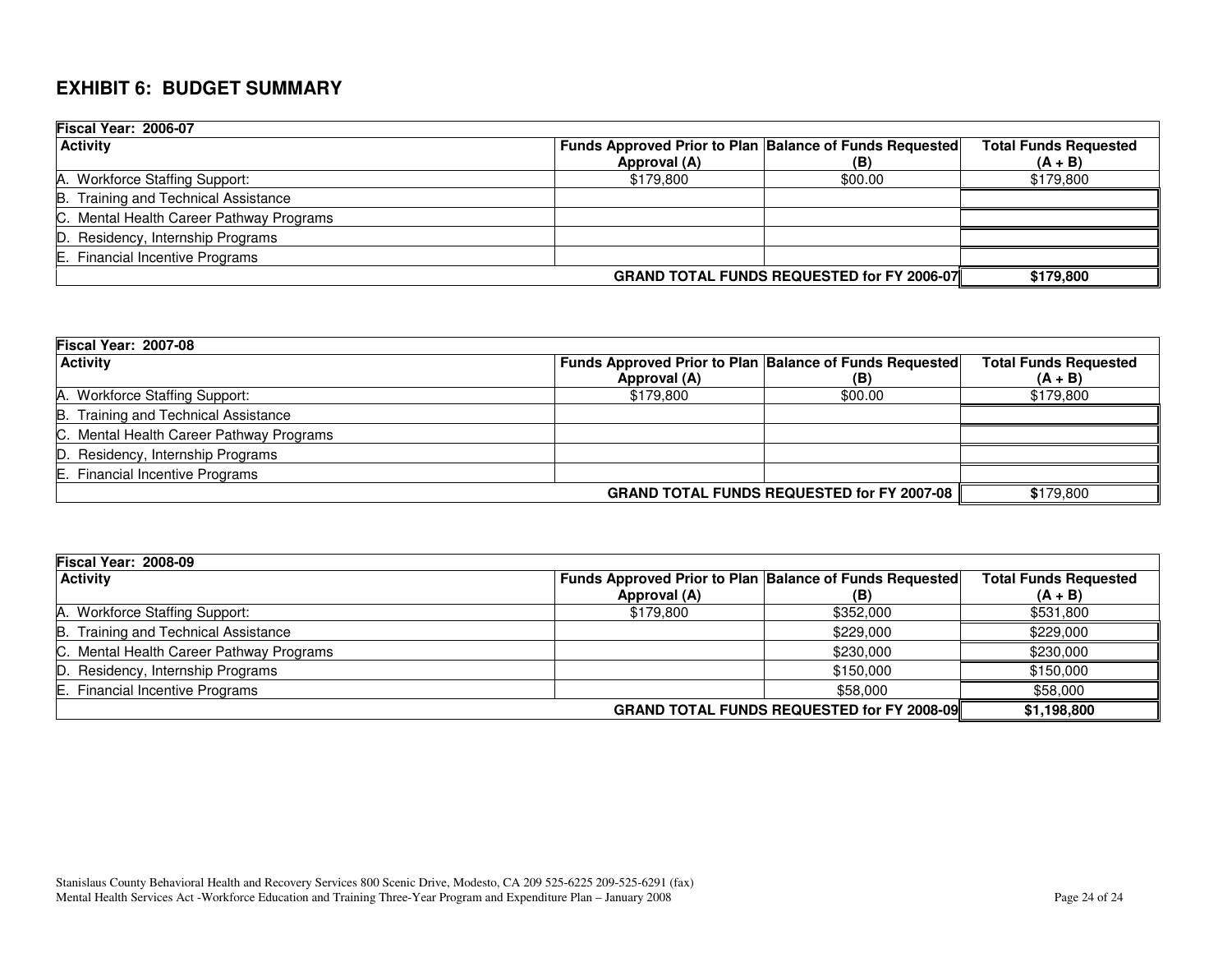## EXHIBIT 6: BUDGET SUMMARY

| Fiscal Year: 2006-07 | | | |
|---|---|---|---|
| **Activity** | **Funds Approved Prior to Plan Approval (A)** | **Balance of Funds Requested (B)** | **Total Funds Requested (A + B)** |
| A. Workforce Staffing Support: | $179,800 | $00.00 | $179,800 |
| B. Training and Technical Assistance | | | |
| C. Mental Health Career Pathway Programs | | | |
| D. Residency, Internship Programs | | | |
| E. Financial Incentive Programs | | | |
| | | **GRAND TOTAL FUNDS REQUESTED for FY 2006-07** | **$179,800** |

| Fiscal Year: 2007-08 | | | |
|---|---|---|---|
| **Activity** | **Funds Approved Prior to Plan Approval (A)** | **Balance of Funds Requested (B)** | **Total Funds Requested (A + B)** |
| A. Workforce Staffing Support: | $179,800 | $00.00 | $179,800 |
| B. Training and Technical Assistance | | | |
| C. Mental Health Career Pathway Programs | | | |
| D. Residency, Internship Programs | | | |
| E. Financial Incentive Programs | | | |
| | | **GRAND TOTAL FUNDS REQUESTED for FY 2007-08** | **$**179,800 |

| Fiscal Year: 2008-09 | | | |
|---|---|---|---|
| **Activity** | **Funds Approved Prior to Plan Approval (A)** | **Balance of Funds Requested (B)** | **Total Funds Requested (A + B)** |
| A. Workforce Staffing Support: | $179,800 | $352,000 | $531,800 |
| B. Training and Technical Assistance | | $229,000 | $229,000 |
| C. Mental Health Career Pathway Programs | | $230,000 | $230,000 |
| D. Residency, Internship Programs | | $150,000 | $150,000 |
| E. Financial Incentive Programs | | $58,000 | $58,000 |
| | | **GRAND TOTAL FUNDS REQUESTED for FY 2008-09** | **$1,198,800** |

Stanislaus County Behavioral Health and Recovery Services 800 Scenic Drive, Modesto, CA 209 525-6225 209-525-6291 (fax)
Mental Health Services Act -Workforce Education and Training Three-Year Program and Expenditure Plan – January 2008